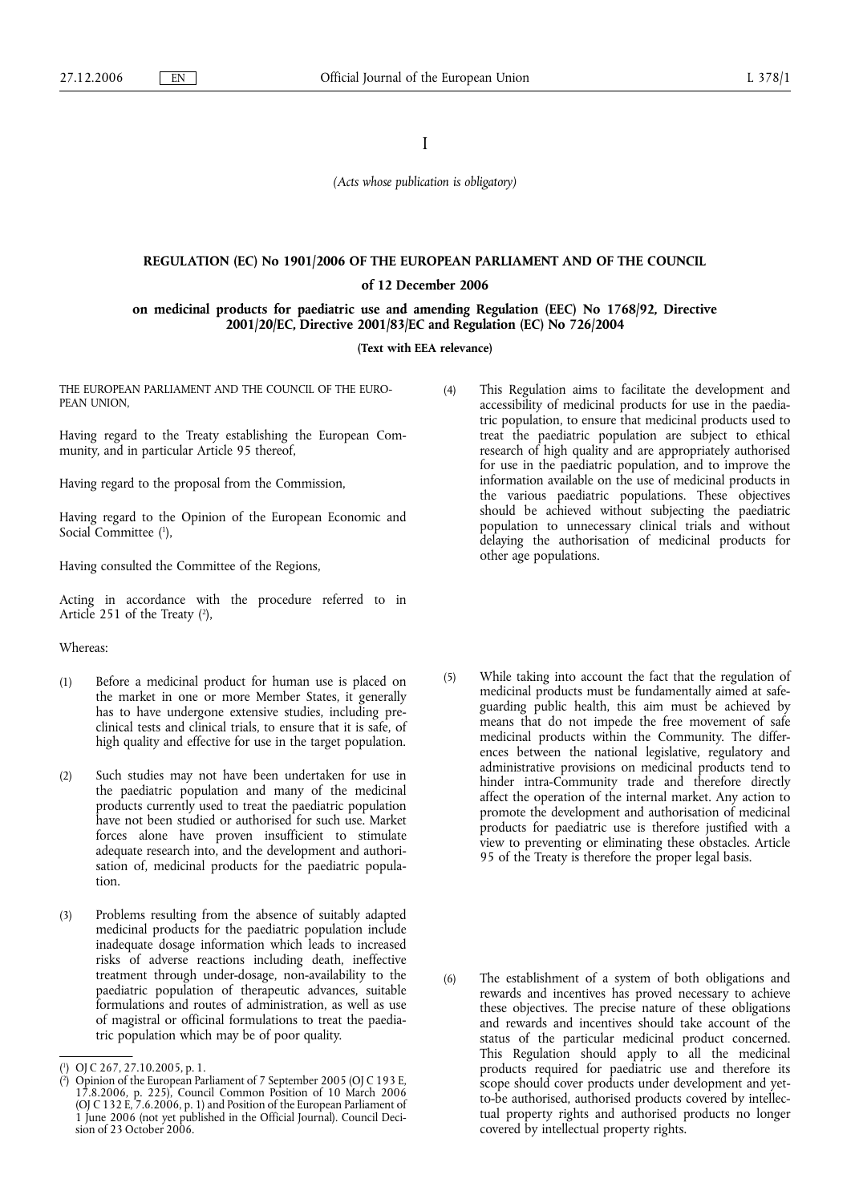I

*(Acts whose publication is obligatory)*

# REGULATION (EC) No 1901/2006 OF THE EUROPEAN PARLIAMENT AND OF THE COUNCIL

## of 12 December 2006

## on medicinal products for paediatric use and amending Regulation (EEC) No 1768/92, Directive 2001/20/EC, Directive 2001/83/EC and Regulation (EC) No 726/2004

**(Text with EEA relevance)**

THE EUROPEAN PARLIAMENT AND THE COUNCIL OF THE EUROPEAN UNION,

Having regard to the Treaty establishing the European Community, and in particular Article 95 thereof,

Having regard to the proposal from the Commission,

Having regard to the Opinion of the European Economic and Social Committee ([1]),

Having consulted the Committee of the Regions,

Acting in accordance with the procedure referred to in Article 251 of the Treaty ([2]),

Whereas:

(1) Before a medicinal product for human use is placed on the market in one or more Member States, it generally has to have undergone extensive studies, including pre-clinical tests and clinical trials, to ensure that it is safe, of high quality and effective for use in the target population.

(2) Such studies may not have been undertaken for use in the paediatric population and many of the medicinal products currently used to treat the paediatric population have not been studied or authorised for such use. Market forces alone have proven insufficient to stimulate adequate research into, and the development and authorisation of, medicinal products for the paediatric population.

(3) Problems resulting from the absence of suitably adapted medicinal products for the paediatric population include inadequate dosage information which leads to increased risks of adverse reactions including death, ineffective treatment through under-dosage, non-availability to the paediatric population of therapeutic advances, suitable formulations and routes of administration, as well as use of magistral or officinal formulations to treat the paediatric population which may be of poor quality.

(4) This Regulation aims to facilitate the development and accessibility of medicinal products for use in the paediatric population, to ensure that medicinal products used to treat the paediatric population are subject to ethical research of high quality and are appropriately authorised for use in the paediatric population, and to improve the information available on the use of medicinal products in the various paediatric populations. These objectives should be achieved without subjecting the paediatric population to unnecessary clinical trials and without delaying the authorisation of medicinal products for other age populations.

(5) While taking into account the fact that the regulation of medicinal products must be fundamentally aimed at safeguarding public health, this aim must be achieved by means that do not impede the free movement of safe medicinal products within the Community. The differences between the national legislative, regulatory and administrative provisions on medicinal products tend to hinder intra-Community trade and therefore directly affect the operation of the internal market. Any action to promote the development and authorisation of medicinal products for paediatric use is therefore justified with a view to preventing or eliminating these obstacles. Article 95 of the Treaty is therefore the proper legal basis.

(6) The establishment of a system of both obligations and rewards and incentives has proved necessary to achieve these objectives. The precise nature of these obligations and rewards and incentives should take account of the status of the particular medicinal product concerned. This Regulation should apply to all the medicinal products required for paediatric use and therefore its scope should cover products under development and yet-to-be authorised, authorised products covered by intellectual property rights and authorised products no longer covered by intellectual property rights.

---

([1]) OJ C 267, 27.10.2005, p. 1.

([2]) Opinion of the European Parliament of 7 September 2005 (OJ C 193 E, 17.8.2006, p. 225), Council Common Position of 10 March 2006 (OJ C 132 E, 7.6.2006, p. 1) and Position of the European Parliament of 1 June 2006 (not yet published in the Official Journal). Council Decision of 23 October 2006.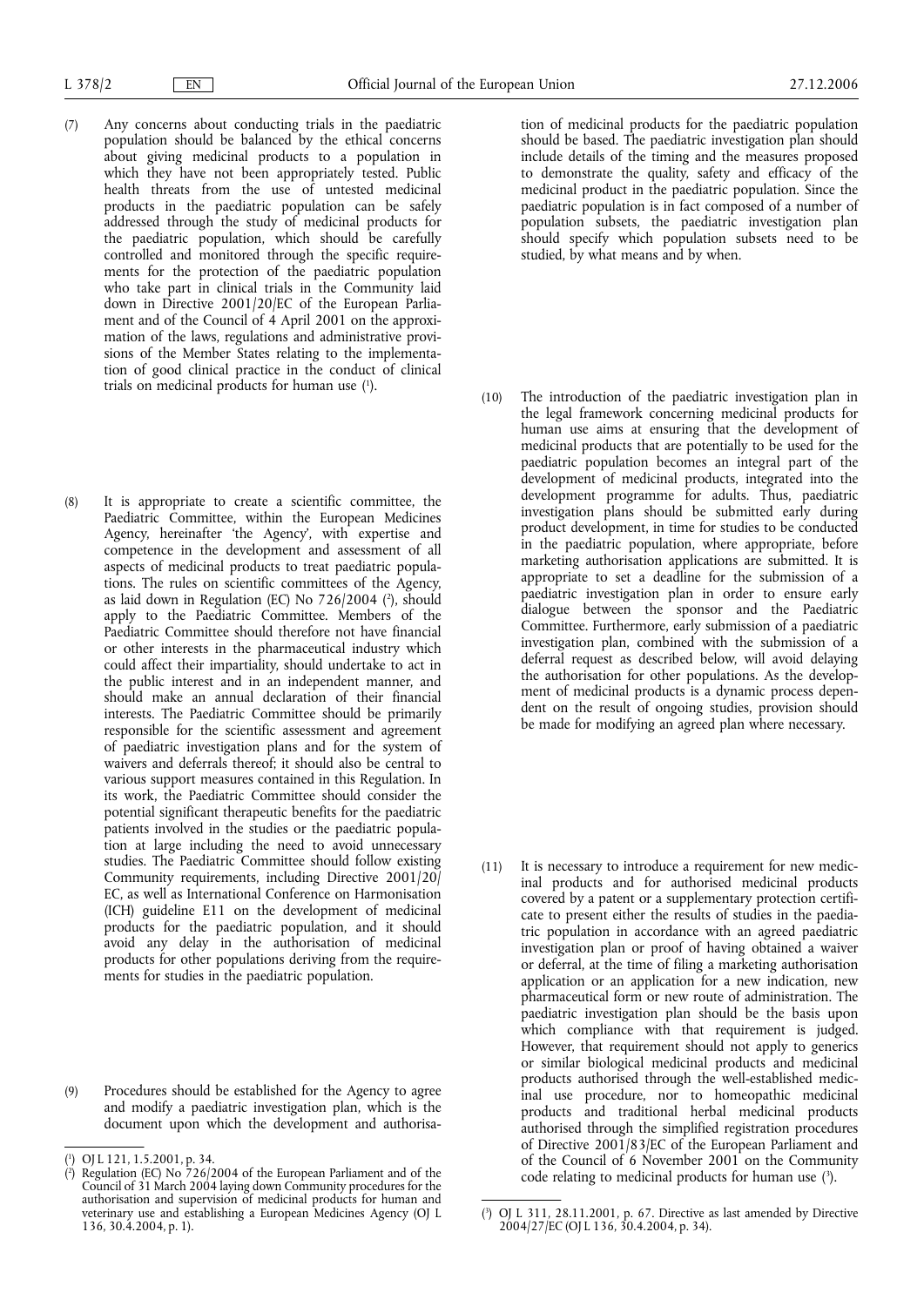(7) Any concerns about conducting trials in the paediatric population should be balanced by the ethical concerns about giving medicinal products to a population in which they have not been appropriately tested. Public health threats from the use of untested medicinal products in the paediatric population can be safely addressed through the study of medicinal products for the paediatric population, which should be carefully controlled and monitored through the specific requirements for the protection of the paediatric population who take part in clinical trials in the Community laid down in Directive 2001/20/EC of the European Parliament and of the Council of 4 April 2001 on the approximation of the laws, regulations and administrative provisions of the Member States relating to the implementation of good clinical practice in the conduct of clinical trials on medicinal products for human use [1].

(8) It is appropriate to create a scientific committee, the Paediatric Committee, within the European Medicines Agency, hereinafter 'the Agency', with expertise and competence in the development and assessment of all aspects of medicinal products to treat paediatric populations. The rules on scientific committees of the Agency, as laid down in Regulation (EC) No 726/2004 [2], should apply to the Paediatric Committee. Members of the Paediatric Committee should therefore not have financial or other interests in the pharmaceutical industry which could affect their impartiality, should undertake to act in the public interest and in an independent manner, and should make an annual declaration of their financial interests. The Paediatric Committee should be primarily responsible for the scientific assessment and agreement of paediatric investigation plans and for the system of waivers and deferrals thereof; it should also be central to various support measures contained in this Regulation. In its work, the Paediatric Committee should consider the potential significant therapeutic benefits for the paediatric patients involved in the studies or the paediatric population at large including the need to avoid unnecessary studies. The Paediatric Committee should follow existing Community requirements, including Directive 2001/20/EC, as well as International Conference on Harmonisation (ICH) guideline E11 on the development of medicinal products for the paediatric population, and it should avoid any delay in the authorisation of medicinal products for other populations deriving from the requirements for studies in the paediatric population.

(9) Procedures should be established for the Agency to agree and modify a paediatric investigation plan, which is the document upon which the development and authorisation of medicinal products for the paediatric population should be based. The paediatric investigation plan should include details of the timing and the measures proposed to demonstrate the quality, safety and efficacy of the medicinal product in the paediatric population. Since the paediatric population is in fact composed of a number of population subsets, the paediatric investigation plan should specify which population subsets need to be studied, by what means and by when.

(10) The introduction of the paediatric investigation plan in the legal framework concerning medicinal products for human use aims at ensuring that the development of medicinal products that are potentially to be used for the paediatric population becomes an integral part of the development of medicinal products, integrated into the development programme for adults. Thus, paediatric investigation plans should be submitted early during product development, in time for studies to be conducted in the paediatric population, where appropriate, before marketing authorisation applications are submitted. It is appropriate to set a deadline for the submission of a paediatric investigation plan in order to ensure early dialogue between the sponsor and the Paediatric Committee. Furthermore, early submission of a paediatric investigation plan, combined with the submission of a deferral request as described below, will avoid delaying the authorisation for other populations. As the development of medicinal products is a dynamic process dependent on the result of ongoing studies, provision should be made for modifying an agreed plan where necessary.

(11) It is necessary to introduce a requirement for new medicinal products and for authorised medicinal products covered by a patent or a supplementary protection certificate to present either the results of studies in the paediatric population in accordance with an agreed paediatric investigation plan or proof of having obtained a waiver or deferral, at the time of filing a marketing authorisation application or an application for a new indication, new pharmaceutical form or new route of administration. The paediatric investigation plan should be the basis upon which compliance with that requirement is judged. However, that requirement should not apply to generics or similar biological medicinal products and medicinal products authorised through the well-established medicinal use procedure, nor to homeopathic medicinal products and traditional herbal medicinal products authorised through the simplified registration procedures of Directive 2001/83/EC of the European Parliament and of the Council of 6 November 2001 on the Community code relating to medicinal products for human use [3].

---

[1] OJ L 121, 1.5.2001, p. 34.

[2] Regulation (EC) No 726/2004 of the European Parliament and of the Council of 31 March 2004 laying down Community procedures for the authorisation and supervision of medicinal products for human and veterinary use and establishing a European Medicines Agency (OJ L 136, 30.4.2004, p. 1).

[3] OJ L 311, 28.11.2001, p. 67. Directive as last amended by Directive 2004/27/EC (OJ L 136, 30.4.2004, p. 34).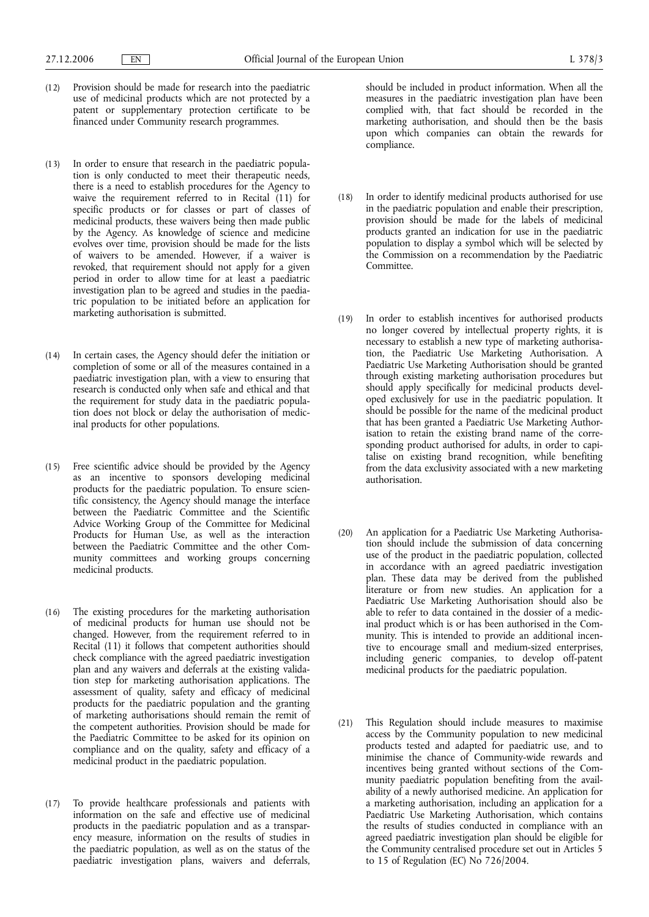(12) Provision should be made for research into the paediatric use of medicinal products which are not protected by a patent or supplementary protection certificate to be financed under Community research programmes.

(13) In order to ensure that research in the paediatric population is only conducted to meet their therapeutic needs, there is a need to establish procedures for the Agency to waive the requirement referred to in Recital (11) for specific products or for classes or part of classes of medicinal products, these waivers being then made public by the Agency. As knowledge of science and medicine evolves over time, provision should be made for the lists of waivers to be amended. However, if a waiver is revoked, that requirement should not apply for a given period in order to allow time for at least a paediatric investigation plan to be agreed and studies in the paediatric population to be initiated before an application for marketing authorisation is submitted.

(14) In certain cases, the Agency should defer the initiation or completion of some or all of the measures contained in a paediatric investigation plan, with a view to ensuring that research is conducted only when safe and ethical and that the requirement for study data in the paediatric population does not block or delay the authorisation of medicinal products for other populations.

(15) Free scientific advice should be provided by the Agency as an incentive to sponsors developing medicinal products for the paediatric population. To ensure scientific consistency, the Agency should manage the interface between the Paediatric Committee and the Scientific Advice Working Group of the Committee for Medicinal Products for Human Use, as well as the interaction between the Paediatric Committee and the other Community committees and working groups concerning medicinal products.

(16) The existing procedures for the marketing authorisation of medicinal products for human use should not be changed. However, from the requirement referred to in Recital (11) it follows that competent authorities should check compliance with the agreed paediatric investigation plan and any waivers and deferrals at the existing validation step for marketing authorisation applications. The assessment of quality, safety and efficacy of medicinal products for the paediatric population and the granting of marketing authorisations should remain the remit of the competent authorities. Provision should be made for the Paediatric Committee to be asked for its opinion on compliance and on the quality, safety and efficacy of a medicinal product in the paediatric population.

(17) To provide healthcare professionals and patients with information on the safe and effective use of medicinal products in the paediatric population and as a transparency measure, information on the results of studies in the paediatric population, as well as on the status of the paediatric investigation plans, waivers and deferrals, should be included in product information. When all the measures in the paediatric investigation plan have been complied with, that fact should be recorded in the marketing authorisation, and should then be the basis upon which companies can obtain the rewards for compliance.

(18) In order to identify medicinal products authorised for use in the paediatric population and enable their prescription, provision should be made for the labels of medicinal products granted an indication for use in the paediatric population to display a symbol which will be selected by the Commission on a recommendation by the Paediatric Committee.

(19) In order to establish incentives for authorised products no longer covered by intellectual property rights, it is necessary to establish a new type of marketing authorisation, the Paediatric Use Marketing Authorisation. A Paediatric Use Marketing Authorisation should be granted through existing marketing authorisation procedures but should apply specifically for medicinal products developed exclusively for use in the paediatric population. It should be possible for the name of the medicinal product that has been granted a Paediatric Use Marketing Authorisation to retain the existing brand name of the corresponding product authorised for adults, in order to capitalise on existing brand recognition, while benefiting from the data exclusivity associated with a new marketing authorisation.

(20) An application for a Paediatric Use Marketing Authorisation should include the submission of data concerning use of the product in the paediatric population, collected in accordance with an agreed paediatric investigation plan. These data may be derived from the published literature or from new studies. An application for a Paediatric Use Marketing Authorisation should also be able to refer to data contained in the dossier of a medicinal product which is or has been authorised in the Community. This is intended to provide an additional incentive to encourage small and medium-sized enterprises, including generic companies, to develop off-patent medicinal products for the paediatric population.

(21) This Regulation should include measures to maximise access by the Community population to new medicinal products tested and adapted for paediatric use, and to minimise the chance of Community-wide rewards and incentives being granted without sections of the Community paediatric population benefiting from the availability of a newly authorised medicine. An application for a marketing authorisation, including an application for a Paediatric Use Marketing Authorisation, which contains the results of studies conducted in compliance with an agreed paediatric investigation plan should be eligible for the Community centralised procedure set out in Articles 5 to 15 of Regulation (EC) No 726/2004.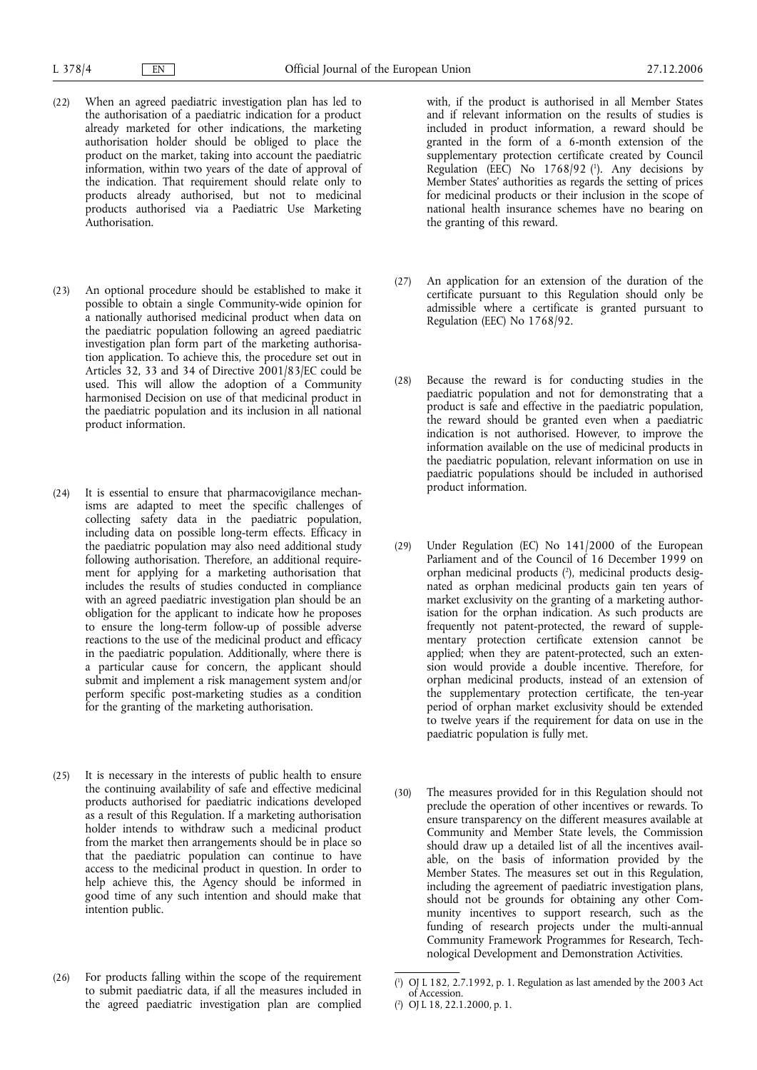(22) When an agreed paediatric investigation plan has led to the authorisation of a paediatric indication for a product already marketed for other indications, the marketing authorisation holder should be obliged to place the product on the market, taking into account the paediatric information, within two years of the date of approval of the indication. That requirement should relate only to products already authorised, but not to medicinal products authorised via a Paediatric Use Marketing Authorisation.

(23) An optional procedure should be established to make it possible to obtain a single Community-wide opinion for a nationally authorised medicinal product when data on the paediatric population following an agreed paediatric investigation plan form part of the marketing authorisation application. To achieve this, the procedure set out in Articles 32, 33 and 34 of Directive 2001/83/EC could be used. This will allow the adoption of a Community harmonised Decision on use of that medicinal product in the paediatric population and its inclusion in all national product information.

(24) It is essential to ensure that pharmacovigilance mechanisms are adapted to meet the specific challenges of collecting safety data in the paediatric population, including data on possible long-term effects. Efficacy in the paediatric population may also need additional study following authorisation. Therefore, an additional requirement for applying for a marketing authorisation that includes the results of studies conducted in compliance with an agreed paediatric investigation plan should be an obligation for the applicant to indicate how he proposes to ensure the long-term follow-up of possible adverse reactions to the use of the medicinal product and efficacy in the paediatric population. Additionally, where there is a particular cause for concern, the applicant should submit and implement a risk management system and/or perform specific post-marketing studies as a condition for the granting of the marketing authorisation.

(25) It is necessary in the interests of public health to ensure the continuing availability of safe and effective medicinal products authorised for paediatric indications developed as a result of this Regulation. If a marketing authorisation holder intends to withdraw such a medicinal product from the market then arrangements should be in place so that the paediatric population can continue to have access to the medicinal product in question. In order to help achieve this, the Agency should be informed in good time of any such intention and should make that intention public.

(26) For products falling within the scope of the requirement to submit paediatric data, if all the measures included in the agreed paediatric investigation plan are complied with, if the product is authorised in all Member States and if relevant information on the results of studies is included in product information, a reward should be granted in the form of a 6-month extension of the supplementary protection certificate created by Council Regulation (EEC) No 1768/92 [1]. Any decisions by Member States' authorities as regards the setting of prices for medicinal products or their inclusion in the scope of national health insurance schemes have no bearing on the granting of this reward.

(27) An application for an extension of the duration of the certificate pursuant to this Regulation should only be admissible where a certificate is granted pursuant to Regulation (EEC) No 1768/92.

(28) Because the reward is for conducting studies in the paediatric population and not for demonstrating that a product is safe and effective in the paediatric population, the reward should be granted even when a paediatric indication is not authorised. However, to improve the information available on the use of medicinal products in the paediatric population, relevant information on use in paediatric populations should be included in authorised product information.

(29) Under Regulation (EC) No 141/2000 of the European Parliament and of the Council of 16 December 1999 on orphan medicinal products [2], medicinal products designated as orphan medicinal products gain ten years of market exclusivity on the granting of a marketing authorisation for the orphan indication. As such products are frequently not patent-protected, the reward of supplementary protection certificate extension cannot be applied; when they are patent-protected, such an extension would provide a double incentive. Therefore, for orphan medicinal products, instead of an extension of the supplementary protection certificate, the ten-year period of orphan market exclusivity should be extended to twelve years if the requirement for data on use in the paediatric population is fully met.

(30) The measures provided for in this Regulation should not preclude the operation of other incentives or rewards. To ensure transparency on the different measures available at Community and Member State levels, the Commission should draw up a detailed list of all the incentives available, on the basis of information provided by the Member States. The measures set out in this Regulation, including the agreement of paediatric investigation plans, should not be grounds for obtaining any other Community incentives to support research, such as the funding of research projects under the multi-annual Community Framework Programmes for Research, Technological Development and Demonstration Activities.

[1] OJ L 182, 2.7.1992, p. 1. Regulation as last amended by the 2003 Act of Accession.

[2] OJ L 18, 22.1.2000, p. 1.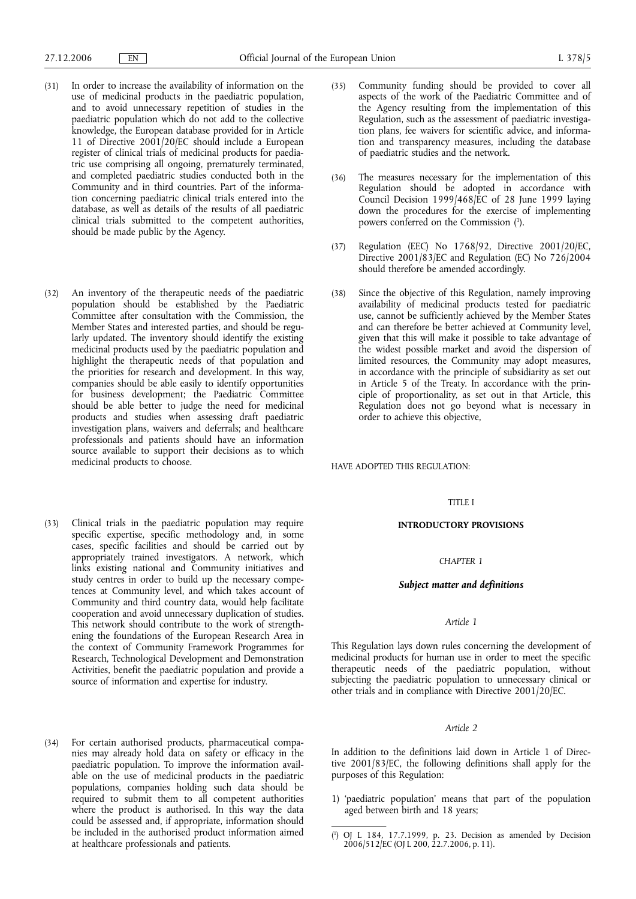(31) In order to increase the availability of information on the use of medicinal products in the paediatric population, and to avoid unnecessary repetition of studies in the paediatric population which do not add to the collective knowledge, the European database provided for in Article 11 of Directive 2001/20/EC should include a European register of clinical trials of medicinal products for paediatric use comprising all ongoing, prematurely terminated, and completed paediatric studies conducted both in the Community and in third countries. Part of the information concerning paediatric clinical trials entered into the database, as well as details of the results of all paediatric clinical trials submitted to the competent authorities, should be made public by the Agency.

(32) An inventory of the therapeutic needs of the paediatric population should be established by the Paediatric Committee after consultation with the Commission, the Member States and interested parties, and should be regularly updated. The inventory should identify the existing medicinal products used by the paediatric population and highlight the therapeutic needs of that population and the priorities for research and development. In this way, companies should be able easily to identify opportunities for business development; the Paediatric Committee should be able better to judge the need for medicinal products and studies when assessing draft paediatric investigation plans, waivers and deferrals; and healthcare professionals and patients should have an information source available to support their decisions as to which medicinal products to choose.

(33) Clinical trials in the paediatric population may require specific expertise, specific methodology and, in some cases, specific facilities and should be carried out by appropriately trained investigators. A network, which links existing national and Community initiatives and study centres in order to build up the necessary competences at Community level, and which takes account of Community and third country data, would help facilitate cooperation and avoid unnecessary duplication of studies. This network should contribute to the work of strengthening the foundations of the European Research Area in the context of Community Framework Programmes for Research, Technological Development and Demonstration Activities, benefit the paediatric population and provide a source of information and expertise for industry.

(34) For certain authorised products, pharmaceutical companies may already hold data on safety or efficacy in the paediatric population. To improve the information available on the use of medicinal products in the paediatric populations, companies holding such data should be required to submit them to all competent authorities where the product is authorised. In this way the data could be assessed and, if appropriate, information should be included in the authorised product information aimed at healthcare professionals and patients.

(35) Community funding should be provided to cover all aspects of the work of the Paediatric Committee and of the Agency resulting from the implementation of this Regulation, such as the assessment of paediatric investigation plans, fee waivers for scientific advice, and information and transparency measures, including the database of paediatric studies and the network.

(36) The measures necessary for the implementation of this Regulation should be adopted in accordance with Council Decision 1999/468/EC of 28 June 1999 laying down the procedures for the exercise of implementing powers conferred on the Commission [1].

(37) Regulation (EEC) No 1768/92, Directive 2001/20/EC, Directive 2001/83/EC and Regulation (EC) No 726/2004 should therefore be amended accordingly.

(38) Since the objective of this Regulation, namely improving availability of medicinal products tested for paediatric use, cannot be sufficiently achieved by the Member States and can therefore be better achieved at Community level, given that this will make it possible to take advantage of the widest possible market and avoid the dispersion of limited resources, the Community may adopt measures, in accordance with the principle of subsidiarity as set out in Article 5 of the Treaty. In accordance with the principle of proportionality, as set out in that Article, this Regulation does not go beyond what is necessary in order to achieve this objective,

HAVE ADOPTED THIS REGULATION:

# TITLE I

# INTRODUCTORY PROVISIONS

## CHAPTER 1

## *Subject matter and definitions*

### *Article 1*

This Regulation lays down rules concerning the development of medicinal products for human use in order to meet the specific therapeutic needs of the paediatric population, without subjecting the paediatric population to unnecessary clinical or other trials and in compliance with Directive 2001/20/EC.

### *Article 2*

In addition to the definitions laid down in Article 1 of Directive 2001/83/EC, the following definitions shall apply for the purposes of this Regulation:

1) 'paediatric population' means that part of the population aged between birth and 18 years;

---

[1] OJ L 184, 17.7.1999, p. 23. Decision as amended by Decision 2006/512/EC (OJ L 200, 22.7.2006, p. 11).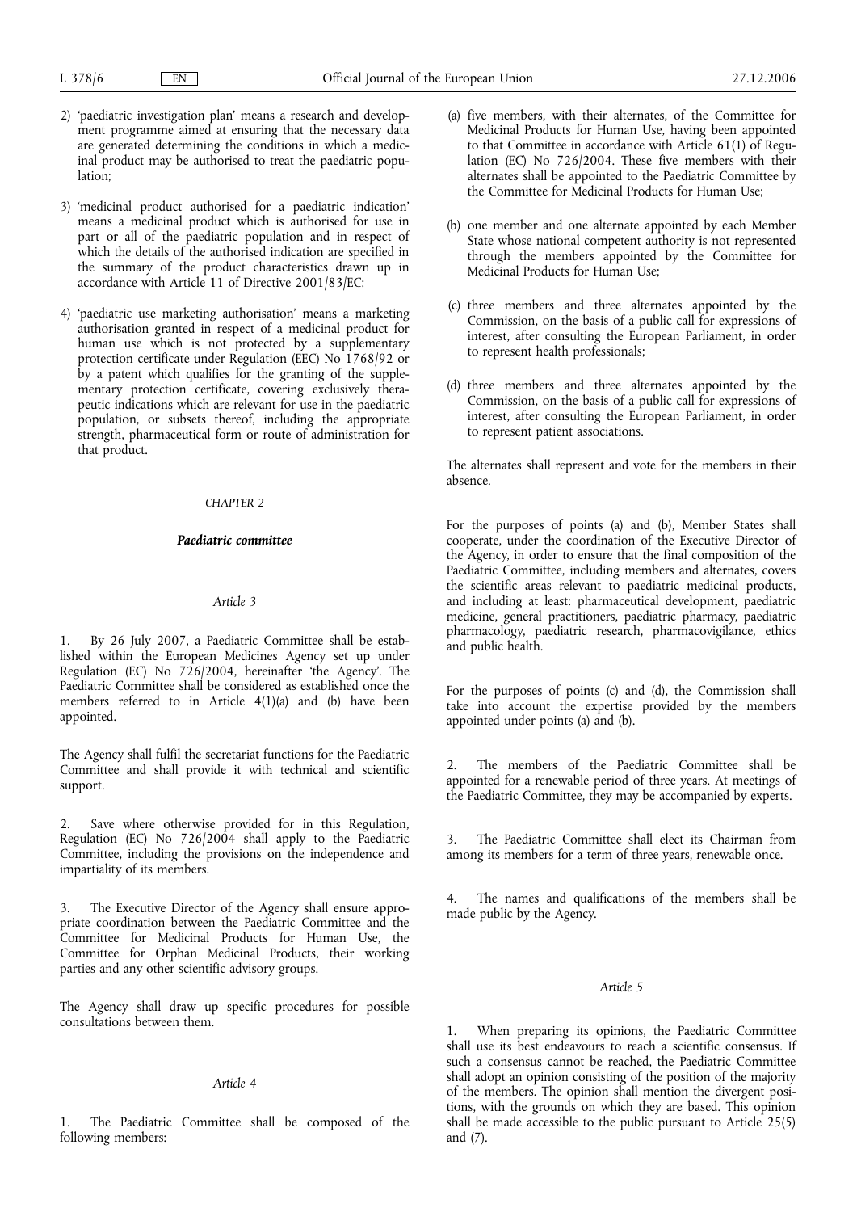2) 'paediatric investigation plan' means a research and development programme aimed at ensuring that the necessary data are generated determining the conditions in which a medicinal product may be authorised to treat the paediatric population;

3) 'medicinal product authorised for a paediatric indication' means a medicinal product which is authorised for use in part or all of the paediatric population and in respect of which the details of the authorised indication are specified in the summary of the product characteristics drawn up in accordance with Article 11 of Directive 2001/83/EC;

4) 'paediatric use marketing authorisation' means a marketing authorisation granted in respect of a medicinal product for human use which is not protected by a supplementary protection certificate under Regulation (EEC) No 1768/92 or by a patent which qualifies for the granting of the supplementary protection certificate, covering exclusively therapeutic indications which are relevant for use in the paediatric population, or subsets thereof, including the appropriate strength, pharmaceutical form or route of administration for that product.

## *CHAPTER 2*

## ***Paediatric committee***

### *Article 3*

1. By 26 July 2007, a Paediatric Committee shall be established within the European Medicines Agency set up under Regulation (EC) No 726/2004, hereinafter 'the Agency'. The Paediatric Committee shall be considered as established once the members referred to in Article 4(1)(a) and (b) have been appointed.

The Agency shall fulfil the secretariat functions for the Paediatric Committee and shall provide it with technical and scientific support.

2. Save where otherwise provided for in this Regulation, Regulation (EC) No 726/2004 shall apply to the Paediatric Committee, including the provisions on the independence and impartiality of its members.

3. The Executive Director of the Agency shall ensure appropriate coordination between the Paediatric Committee and the Committee for Medicinal Products for Human Use, the Committee for Orphan Medicinal Products, their working parties and any other scientific advisory groups.

The Agency shall draw up specific procedures for possible consultations between them.

### *Article 4*

1. The Paediatric Committee shall be composed of the following members:

(a) five members, with their alternates, of the Committee for Medicinal Products for Human Use, having been appointed to that Committee in accordance with Article 61(1) of Regulation (EC) No 726/2004. These five members with their alternates shall be appointed to the Paediatric Committee by the Committee for Medicinal Products for Human Use;

(b) one member and one alternate appointed by each Member State whose national competent authority is not represented through the members appointed by the Committee for Medicinal Products for Human Use;

(c) three members and three alternates appointed by the Commission, on the basis of a public call for expressions of interest, after consulting the European Parliament, in order to represent health professionals;

(d) three members and three alternates appointed by the Commission, on the basis of a public call for expressions of interest, after consulting the European Parliament, in order to represent patient associations.

The alternates shall represent and vote for the members in their absence.

For the purposes of points (a) and (b), Member States shall cooperate, under the coordination of the Executive Director of the Agency, in order to ensure that the final composition of the Paediatric Committee, including members and alternates, covers the scientific areas relevant to paediatric medicinal products, and including at least: pharmaceutical development, paediatric medicine, general practitioners, paediatric pharmacy, paediatric pharmacology, paediatric research, pharmacovigilance, ethics and public health.

For the purposes of points (c) and (d), the Commission shall take into account the expertise provided by the members appointed under points (a) and (b).

2. The members of the Paediatric Committee shall be appointed for a renewable period of three years. At meetings of the Paediatric Committee, they may be accompanied by experts.

3. The Paediatric Committee shall elect its Chairman from among its members for a term of three years, renewable once.

4. The names and qualifications of the members shall be made public by the Agency.

### *Article 5*

1. When preparing its opinions, the Paediatric Committee shall use its best endeavours to reach a scientific consensus. If such a consensus cannot be reached, the Paediatric Committee shall adopt an opinion consisting of the position of the majority of the members. The opinion shall mention the divergent positions, with the grounds on which they are based. This opinion shall be made accessible to the public pursuant to Article 25(5) and (7).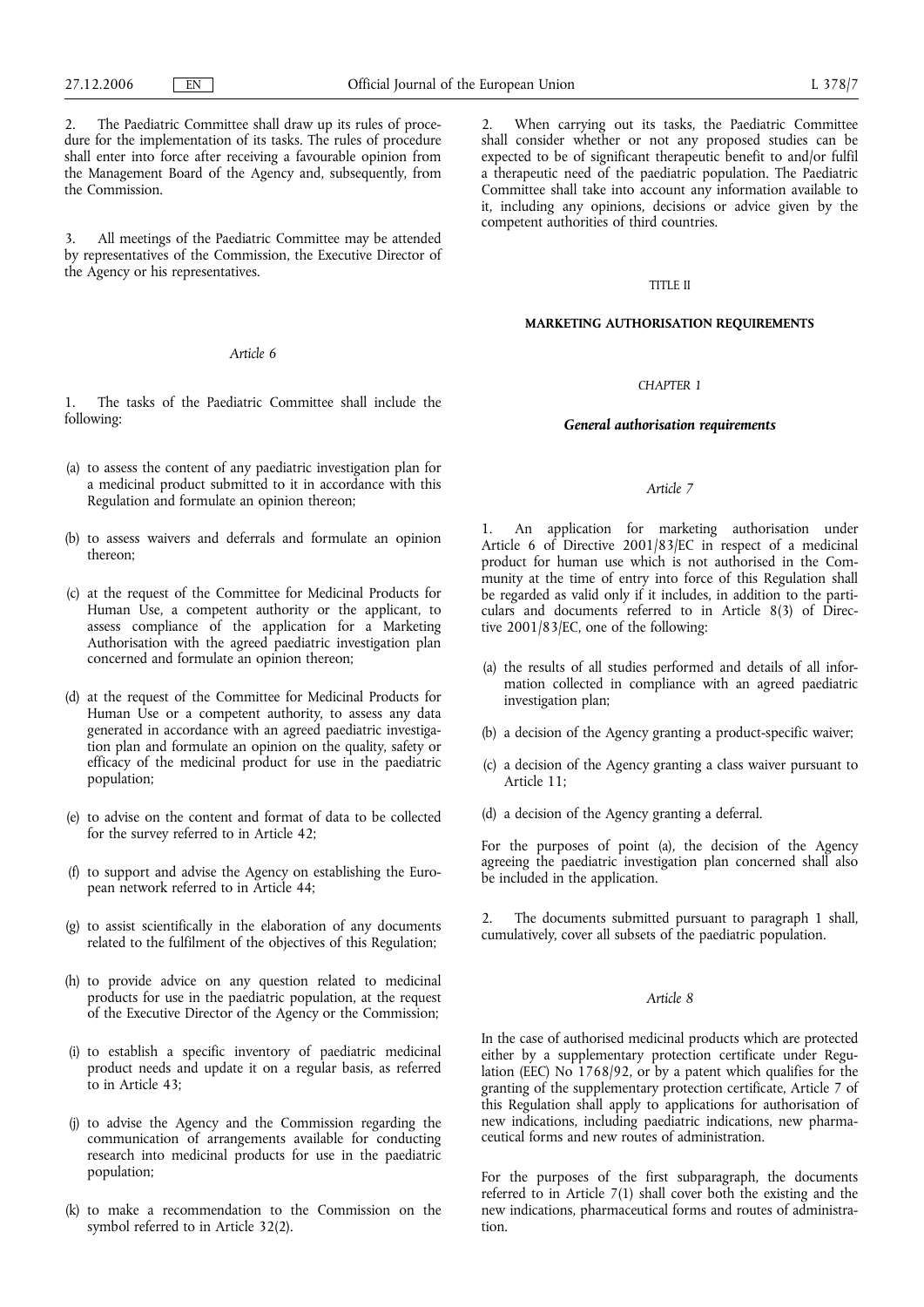2. The Paediatric Committee shall draw up its rules of procedure for the implementation of its tasks. The rules of procedure shall enter into force after receiving a favourable opinion from the Management Board of the Agency and, subsequently, from the Commission.

3. All meetings of the Paediatric Committee may be attended by representatives of the Commission, the Executive Director of the Agency or his representatives.

*Article 6*

1. The tasks of the Paediatric Committee shall include the following:

(a) to assess the content of any paediatric investigation plan for a medicinal product submitted to it in accordance with this Regulation and formulate an opinion thereon;

(b) to assess waivers and deferrals and formulate an opinion thereon;

(c) at the request of the Committee for Medicinal Products for Human Use, a competent authority or the applicant, to assess compliance of the application for a Marketing Authorisation with the agreed paediatric investigation plan concerned and formulate an opinion thereon;

(d) at the request of the Committee for Medicinal Products for Human Use or a competent authority, to assess any data generated in accordance with an agreed paediatric investigation plan and formulate an opinion on the quality, safety or efficacy of the medicinal product for use in the paediatric population;

(e) to advise on the content and format of data to be collected for the survey referred to in Article 42;

(f) to support and advise the Agency on establishing the European network referred to in Article 44;

(g) to assist scientifically in the elaboration of any documents related to the fulfilment of the objectives of this Regulation;

(h) to provide advice on any question related to medicinal products for use in the paediatric population, at the request of the Executive Director of the Agency or the Commission;

(i) to establish a specific inventory of paediatric medicinal product needs and update it on a regular basis, as referred to in Article 43;

(j) to advise the Agency and the Commission regarding the communication of arrangements available for conducting research into medicinal products for use in the paediatric population;

(k) to make a recommendation to the Commission on the symbol referred to in Article 32(2).

2. When carrying out its tasks, the Paediatric Committee shall consider whether or not any proposed studies can be expected to be of significant therapeutic benefit to and/or fulfil a therapeutic need of the paediatric population. The Paediatric Committee shall take into account any information available to it, including any opinions, decisions or advice given by the competent authorities of third countries.

## TITLE II

## MARKETING AUTHORISATION REQUIREMENTS

### CHAPTER 1

### *General authorisation requirements*

*Article 7*

1. An application for marketing authorisation under Article 6 of Directive 2001/83/EC in respect of a medicinal product for human use which is not authorised in the Community at the time of entry into force of this Regulation shall be regarded as valid only if it includes, in addition to the particulars and documents referred to in Article 8(3) of Directive 2001/83/EC, one of the following:

(a) the results of all studies performed and details of all information collected in compliance with an agreed paediatric investigation plan;

(b) a decision of the Agency granting a product-specific waiver;

(c) a decision of the Agency granting a class waiver pursuant to Article 11;

(d) a decision of the Agency granting a deferral.

For the purposes of point (a), the decision of the Agency agreeing the paediatric investigation plan concerned shall also be included in the application.

2. The documents submitted pursuant to paragraph 1 shall, cumulatively, cover all subsets of the paediatric population.

*Article 8*

In the case of authorised medicinal products which are protected either by a supplementary protection certificate under Regulation (EEC) No 1768/92, or by a patent which qualifies for the granting of the supplementary protection certificate, Article 7 of this Regulation shall apply to applications for authorisation of new indications, including paediatric indications, new pharmaceutical forms and new routes of administration.

For the purposes of the first subparagraph, the documents referred to in Article 7(1) shall cover both the existing and the new indications, pharmaceutical forms and routes of administration.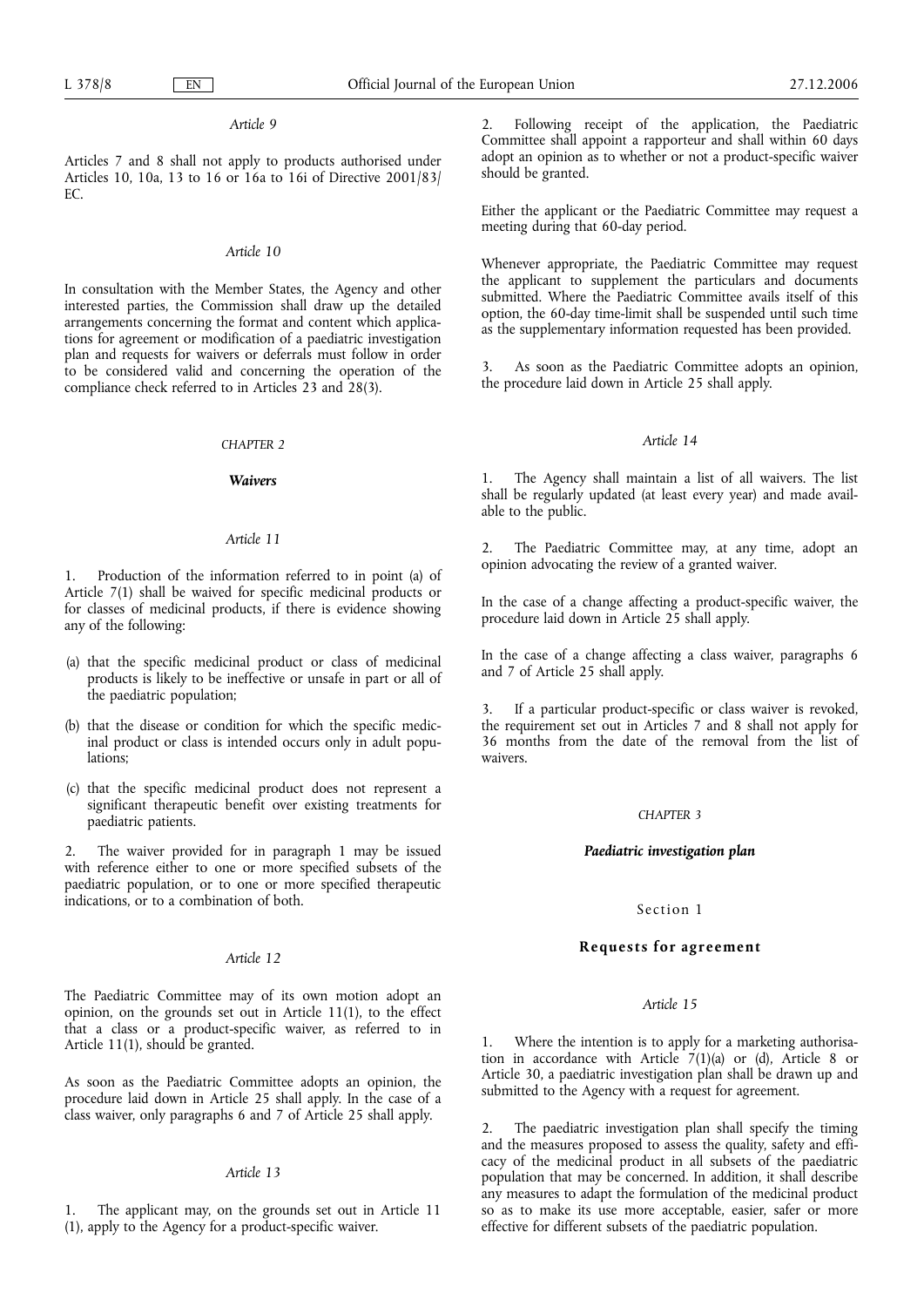*Article 9*

Articles 7 and 8 shall not apply to products authorised under Articles 10, 10a, 13 to 16 or 16a to 16i of Directive 2001/83/EC.

*Article 10*

In consultation with the Member States, the Agency and other interested parties, the Commission shall draw up the detailed arrangements concerning the format and content which applications for agreement or modification of a paediatric investigation plan and requests for waivers or deferrals must follow in order to be considered valid and concerning the operation of the compliance check referred to in Articles 23 and 28(3).

## CHAPTER 2

## ***Waivers***

*Article 11*

1. Production of the information referred to in point (a) of Article 7(1) shall be waived for specific medicinal products or for classes of medicinal products, if there is evidence showing any of the following:

(a) that the specific medicinal product or class of medicinal products is likely to be ineffective or unsafe in part or all of the paediatric population;

(b) that the disease or condition for which the specific medicinal product or class is intended occurs only in adult populations;

(c) that the specific medicinal product does not represent a significant therapeutic benefit over existing treatments for paediatric patients.

2. The waiver provided for in paragraph 1 may be issued with reference either to one or more specified subsets of the paediatric population, or to one or more specified therapeutic indications, or to a combination of both.

*Article 12*

The Paediatric Committee may of its own motion adopt an opinion, on the grounds set out in Article 11(1), to the effect that a class or a product-specific waiver, as referred to in Article 11(1), should be granted.

As soon as the Paediatric Committee adopts an opinion, the procedure laid down in Article 25 shall apply. In the case of a class waiver, only paragraphs 6 and 7 of Article 25 shall apply.

*Article 13*

1. The applicant may, on the grounds set out in Article 11 (1), apply to the Agency for a product-specific waiver.

2. Following receipt of the application, the Paediatric Committee shall appoint a rapporteur and shall within 60 days adopt an opinion as to whether or not a product-specific waiver should be granted.

Either the applicant or the Paediatric Committee may request a meeting during that 60-day period.

Whenever appropriate, the Paediatric Committee may request the applicant to supplement the particulars and documents submitted. Where the Paediatric Committee avails itself of this option, the 60-day time-limit shall be suspended until such time as the supplementary information requested has been provided.

3. As soon as the Paediatric Committee adopts an opinion, the procedure laid down in Article 25 shall apply.

*Article 14*

1. The Agency shall maintain a list of all waivers. The list shall be regularly updated (at least every year) and made available to the public.

2. The Paediatric Committee may, at any time, adopt an opinion advocating the review of a granted waiver.

In the case of a change affecting a product-specific waiver, the procedure laid down in Article 25 shall apply.

In the case of a change affecting a class waiver, paragraphs 6 and 7 of Article 25 shall apply.

3. If a particular product-specific or class waiver is revoked, the requirement set out in Articles 7 and 8 shall not apply for 36 months from the date of the removal from the list of waivers.

## CHAPTER 3

## ***Paediatric investigation plan***

### Section 1

### **Requests for agreement**

*Article 15*

1. Where the intention is to apply for a marketing authorisation in accordance with Article 7(1)(a) or (d), Article 8 or Article 30, a paediatric investigation plan shall be drawn up and submitted to the Agency with a request for agreement.

2. The paediatric investigation plan shall specify the timing and the measures proposed to assess the quality, safety and efficacy of the medicinal product in all subsets of the paediatric population that may be concerned. In addition, it shall describe any measures to adapt the formulation of the medicinal product so as to make its use more acceptable, easier, safer or more effective for different subsets of the paediatric population.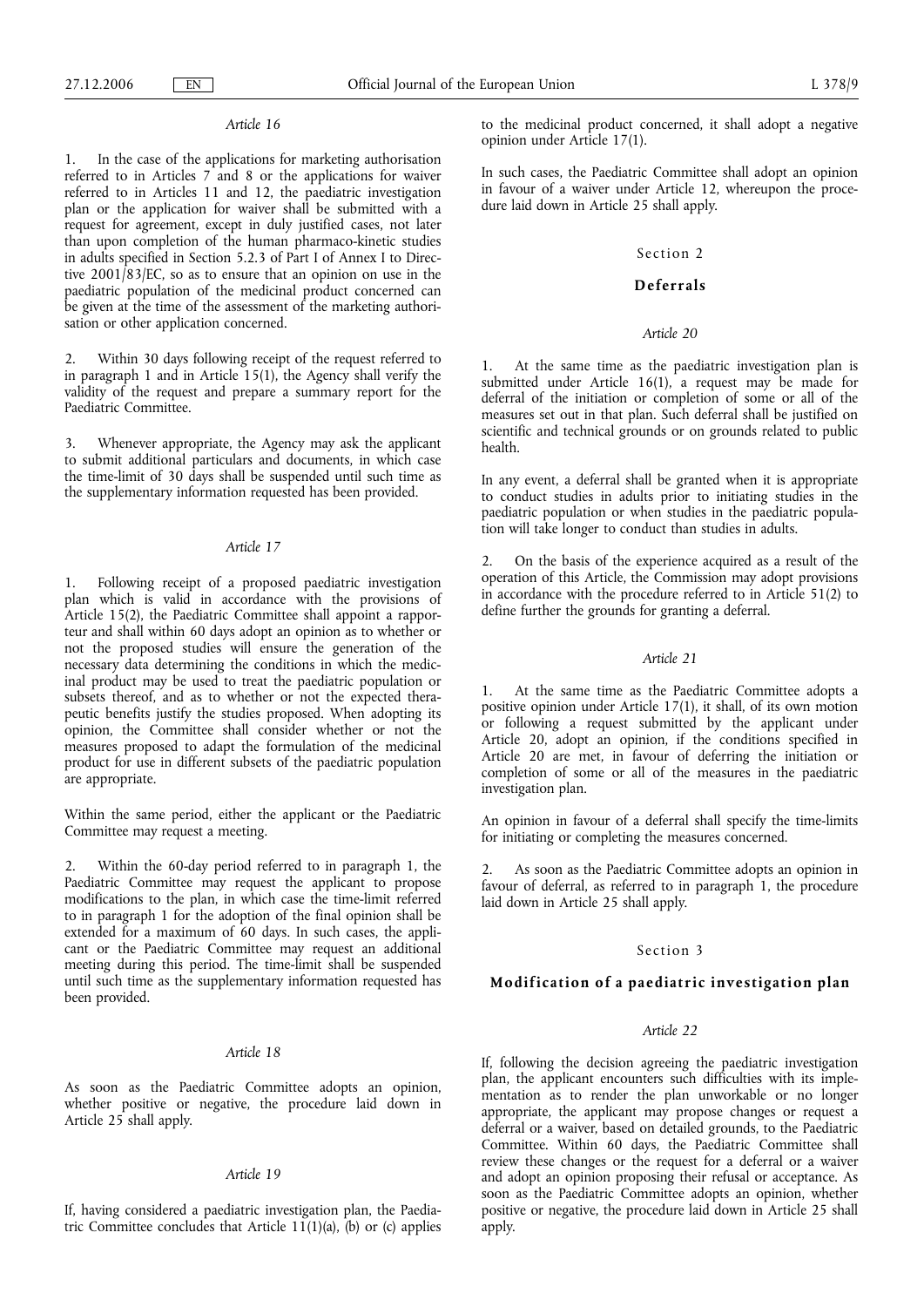*Article 16*

1. In the case of the applications for marketing authorisation referred to in Articles 7 and 8 or the applications for waiver referred to in Articles 11 and 12, the paediatric investigation plan or the application for waiver shall be submitted with a request for agreement, except in duly justified cases, not later than upon completion of the human pharmaco-kinetic studies in adults specified in Section 5.2.3 of Part I of Annex I to Directive 2001/83/EC, so as to ensure that an opinion on use in the paediatric population of the medicinal product concerned can be given at the time of the assessment of the marketing authorisation or other application concerned.

2. Within 30 days following receipt of the request referred to in paragraph 1 and in Article 15(1), the Agency shall verify the validity of the request and prepare a summary report for the Paediatric Committee.

3. Whenever appropriate, the Agency may ask the applicant to submit additional particulars and documents, in which case the time-limit of 30 days shall be suspended until such time as the supplementary information requested has been provided.

*Article 17*

1. Following receipt of a proposed paediatric investigation plan which is valid in accordance with the provisions of Article 15(2), the Paediatric Committee shall appoint a rapporteur and shall within 60 days adopt an opinion as to whether or not the proposed studies will ensure the generation of the necessary data determining the conditions in which the medicinal product may be used to treat the paediatric population or subsets thereof, and as to whether or not the expected therapeutic benefits justify the studies proposed. When adopting its opinion, the Committee shall consider whether or not the measures proposed to adapt the formulation of the medicinal product for use in different subsets of the paediatric population are appropriate.

Within the same period, either the applicant or the Paediatric Committee may request a meeting.

2. Within the 60-day period referred to in paragraph 1, the Paediatric Committee may request the applicant to propose modifications to the plan, in which case the time-limit referred to in paragraph 1 for the adoption of the final opinion shall be extended for a maximum of 60 days. In such cases, the applicant or the Paediatric Committee may request an additional meeting during this period. The time-limit shall be suspended until such time as the supplementary information requested has been provided.

*Article 18*

As soon as the Paediatric Committee adopts an opinion, whether positive or negative, the procedure laid down in Article 25 shall apply.

*Article 19*

If, having considered a paediatric investigation plan, the Paediatric Committee concludes that Article 11(1)(a), (b) or (c) applies to the medicinal product concerned, it shall adopt a negative opinion under Article 17(1).

In such cases, the Paediatric Committee shall adopt an opinion in favour of a waiver under Article 12, whereupon the procedure laid down in Article 25 shall apply.

Section 2

**Deferrals**

*Article 20*

1. At the same time as the paediatric investigation plan is submitted under Article 16(1), a request may be made for deferral of the initiation or completion of some or all of the measures set out in that plan. Such deferral shall be justified on scientific and technical grounds or on grounds related to public health.

In any event, a deferral shall be granted when it is appropriate to conduct studies in adults prior to initiating studies in the paediatric population or when studies in the paediatric population will take longer to conduct than studies in adults.

2. On the basis of the experience acquired as a result of the operation of this Article, the Commission may adopt provisions in accordance with the procedure referred to in Article 51(2) to define further the grounds for granting a deferral.

*Article 21*

1. At the same time as the Paediatric Committee adopts a positive opinion under Article 17(1), it shall, of its own motion or following a request submitted by the applicant under Article 20, adopt an opinion, if the conditions specified in Article 20 are met, in favour of deferring the initiation or completion of some or all of the measures in the paediatric investigation plan.

An opinion in favour of a deferral shall specify the time-limits for initiating or completing the measures concerned.

2. As soon as the Paediatric Committee adopts an opinion in favour of deferral, as referred to in paragraph 1, the procedure laid down in Article 25 shall apply.

Section 3

**Modification of a paediatric investigation plan**

*Article 22*

If, following the decision agreeing the paediatric investigation plan, the applicant encounters such difficulties with its implementation as to render the plan unworkable or no longer appropriate, the applicant may propose changes or request a deferral or a waiver, based on detailed grounds, to the Paediatric Committee. Within 60 days, the Paediatric Committee shall review these changes or the request for a deferral or a waiver and adopt an opinion proposing their refusal or acceptance. As soon as the Paediatric Committee adopts an opinion, whether positive or negative, the procedure laid down in Article 25 shall apply.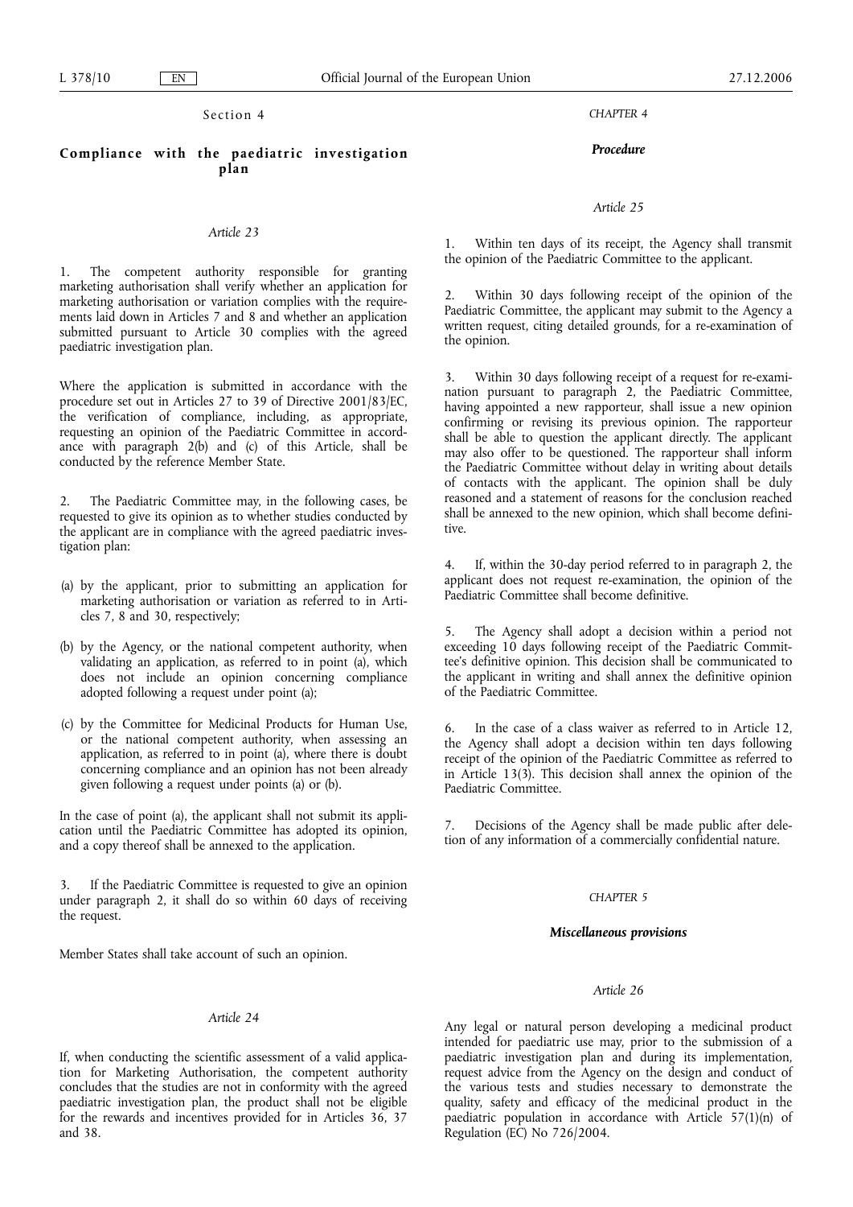## Section 4

### Compliance with the paediatric investigation plan

*Article 23*

1. The competent authority responsible for granting marketing authorisation shall verify whether an application for marketing authorisation or variation complies with the requirements laid down in Articles 7 and 8 and whether an application submitted pursuant to Article 30 complies with the agreed paediatric investigation plan.

Where the application is submitted in accordance with the procedure set out in Articles 27 to 39 of Directive 2001/83/EC, the verification of compliance, including, as appropriate, requesting an opinion of the Paediatric Committee in accordance with paragraph 2(b) and (c) of this Article, shall be conducted by the reference Member State.

2. The Paediatric Committee may, in the following cases, be requested to give its opinion as to whether studies conducted by the applicant are in compliance with the agreed paediatric investigation plan:

(a) by the applicant, prior to submitting an application for marketing authorisation or variation as referred to in Articles 7, 8 and 30, respectively;

(b) by the Agency, or the national competent authority, when validating an application, as referred to in point (a), which does not include an opinion concerning compliance adopted following a request under point (a);

(c) by the Committee for Medicinal Products for Human Use, or the national competent authority, when assessing an application, as referred to in point (a), where there is doubt concerning compliance and an opinion has not been already given following a request under points (a) or (b).

In the case of point (a), the applicant shall not submit its application until the Paediatric Committee has adopted its opinion, and a copy thereof shall be annexed to the application.

3. If the Paediatric Committee is requested to give an opinion under paragraph 2, it shall do so within 60 days of receiving the request.

Member States shall take account of such an opinion.

*Article 24*

If, when conducting the scientific assessment of a valid application for Marketing Authorisation, the competent authority concludes that the studies are not in conformity with the agreed paediatric investigation plan, the product shall not be eligible for the rewards and incentives provided for in Articles 36, 37 and 38.

## *CHAPTER 4*

### ***Procedure***

*Article 25*

1. Within ten days of its receipt, the Agency shall transmit the opinion of the Paediatric Committee to the applicant.

2. Within 30 days following receipt of the opinion of the Paediatric Committee, the applicant may submit to the Agency a written request, citing detailed grounds, for a re-examination of the opinion.

3. Within 30 days following receipt of a request for re-examination pursuant to paragraph 2, the Paediatric Committee, having appointed a new rapporteur, shall issue a new opinion confirming or revising its previous opinion. The rapporteur shall be able to question the applicant directly. The applicant may also offer to be questioned. The rapporteur shall inform the Paediatric Committee without delay in writing about details of contacts with the applicant. The opinion shall be duly reasoned and a statement of reasons for the conclusion reached shall be annexed to the new opinion, which shall become definitive.

4. If, within the 30-day period referred to in paragraph 2, the applicant does not request re-examination, the opinion of the Paediatric Committee shall become definitive.

5. The Agency shall adopt a decision within a period not exceeding 10 days following receipt of the Paediatric Committee's definitive opinion. This decision shall be communicated to the applicant in writing and shall annex the definitive opinion of the Paediatric Committee.

6. In the case of a class waiver as referred to in Article 12, the Agency shall adopt a decision within ten days following receipt of the opinion of the Paediatric Committee as referred to in Article 13(3). This decision shall annex the opinion of the Paediatric Committee.

7. Decisions of the Agency shall be made public after deletion of any information of a commercially confidential nature.

## *CHAPTER 5*

### ***Miscellaneous provisions***

*Article 26*

Any legal or natural person developing a medicinal product intended for paediatric use may, prior to the submission of a paediatric investigation plan and during its implementation, request advice from the Agency on the design and conduct of the various tests and studies necessary to demonstrate the quality, safety and efficacy of the medicinal product in the paediatric population in accordance with Article 57(1)(n) of Regulation (EC) No 726/2004.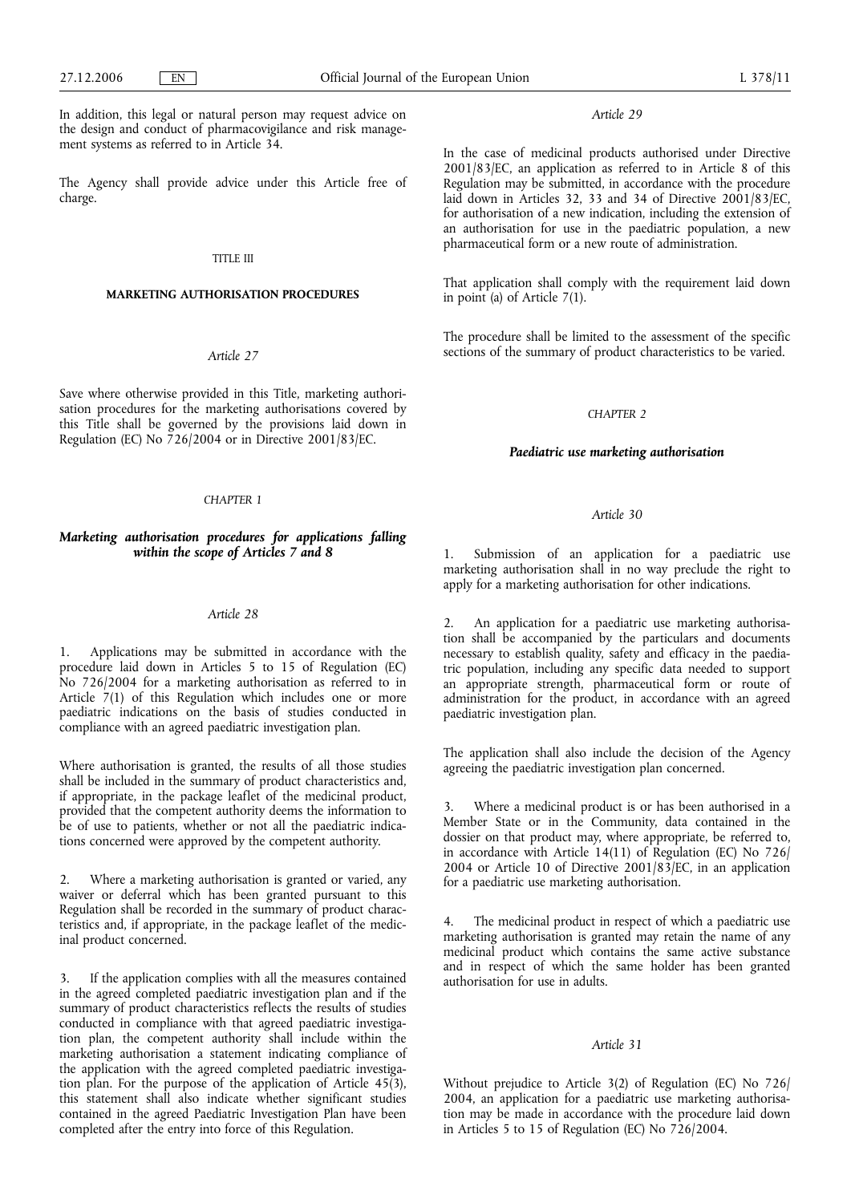In addition, this legal or natural person may request advice on the design and conduct of pharmacovigilance and risk management systems as referred to in Article 34.

The Agency shall provide advice under this Article free of charge.

TITLE III

**MARKETING AUTHORISATION PROCEDURES**

*Article 27*

Save where otherwise provided in this Title, marketing authorisation procedures for the marketing authorisations covered by this Title shall be governed by the provisions laid down in Regulation (EC) No 726/2004 or in Directive 2001/83/EC.

*CHAPTER 1*

***Marketing authorisation procedures for applications falling within the scope of Articles 7 and 8***

*Article 28*

1. Applications may be submitted in accordance with the procedure laid down in Articles 5 to 15 of Regulation (EC) No 726/2004 for a marketing authorisation as referred to in Article 7(1) of this Regulation which includes one or more paediatric indications on the basis of studies conducted in compliance with an agreed paediatric investigation plan.

Where authorisation is granted, the results of all those studies shall be included in the summary of product characteristics and, if appropriate, in the package leaflet of the medicinal product, provided that the competent authority deems the information to be of use to patients, whether or not all the paediatric indications concerned were approved by the competent authority.

2. Where a marketing authorisation is granted or varied, any waiver or deferral which has been granted pursuant to this Regulation shall be recorded in the summary of product characteristics and, if appropriate, in the package leaflet of the medicinal product concerned.

3. If the application complies with all the measures contained in the agreed completed paediatric investigation plan and if the summary of product characteristics reflects the results of studies conducted in compliance with that agreed paediatric investigation plan, the competent authority shall include within the marketing authorisation a statement indicating compliance of the application with the agreed completed paediatric investigation plan. For the purpose of the application of Article 45(3), this statement shall also indicate whether significant studies contained in the agreed Paediatric Investigation Plan have been completed after the entry into force of this Regulation.

*Article 29*

In the case of medicinal products authorised under Directive 2001/83/EC, an application as referred to in Article 8 of this Regulation may be submitted, in accordance with the procedure laid down in Articles 32, 33 and 34 of Directive 2001/83/EC, for authorisation of a new indication, including the extension of an authorisation for use in the paediatric population, a new pharmaceutical form or a new route of administration.

That application shall comply with the requirement laid down in point (a) of Article 7(1).

The procedure shall be limited to the assessment of the specific sections of the summary of product characteristics to be varied.

*CHAPTER 2*

***Paediatric use marketing authorisation***

*Article 30*

1. Submission of an application for a paediatric use marketing authorisation shall in no way preclude the right to apply for a marketing authorisation for other indications.

2. An application for a paediatric use marketing authorisation shall be accompanied by the particulars and documents necessary to establish quality, safety and efficacy in the paediatric population, including any specific data needed to support an appropriate strength, pharmaceutical form or route of administration for the product, in accordance with an agreed paediatric investigation plan.

The application shall also include the decision of the Agency agreeing the paediatric investigation plan concerned.

3. Where a medicinal product is or has been authorised in a Member State or in the Community, data contained in the dossier on that product may, where appropriate, be referred to, in accordance with Article 14(11) of Regulation (EC) No 726/2004 or Article 10 of Directive 2001/83/EC, in an application for a paediatric use marketing authorisation.

4. The medicinal product in respect of which a paediatric use marketing authorisation is granted may retain the name of any medicinal product which contains the same active substance and in respect of which the same holder has been granted authorisation for use in adults.

*Article 31*

Without prejudice to Article 3(2) of Regulation (EC) No 726/2004, an application for a paediatric use marketing authorisation may be made in accordance with the procedure laid down in Articles 5 to 15 of Regulation (EC) No 726/2004.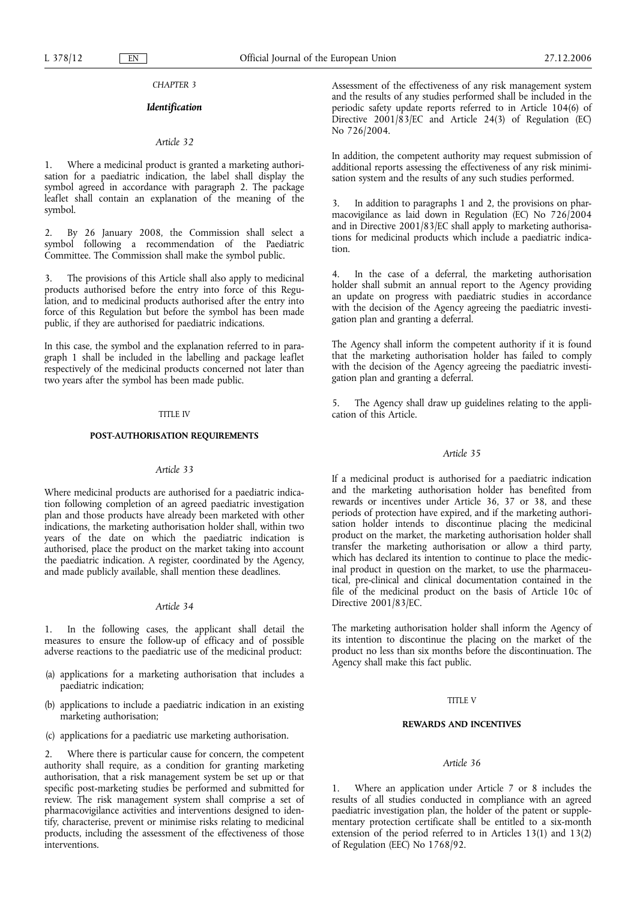*CHAPTER 3*

***Identification***

*Article 32*

1. Where a medicinal product is granted a marketing authorisation for a paediatric indication, the label shall display the symbol agreed in accordance with paragraph 2. The package leaflet shall contain an explanation of the meaning of the symbol.

2. By 26 January 2008, the Commission shall select a symbol following a recommendation of the Paediatric Committee. The Commission shall make the symbol public.

3. The provisions of this Article shall also apply to medicinal products authorised before the entry into force of this Regulation, and to medicinal products authorised after the entry into force of this Regulation but before the symbol has been made public, if they are authorised for paediatric indications.

In this case, the symbol and the explanation referred to in paragraph 1 shall be included in the labelling and package leaflet respectively of the medicinal products concerned not later than two years after the symbol has been made public.

TITLE IV

**POST-AUTHORISATION REQUIREMENTS**

*Article 33*

Where medicinal products are authorised for a paediatric indication following completion of an agreed paediatric investigation plan and those products have already been marketed with other indications, the marketing authorisation holder shall, within two years of the date on which the paediatric indication is authorised, place the product on the market taking into account the paediatric indication. A register, coordinated by the Agency, and made publicly available, shall mention these deadlines.

*Article 34*

1. In the following cases, the applicant shall detail the measures to ensure the follow-up of efficacy and of possible adverse reactions to the paediatric use of the medicinal product:

(a) applications for a marketing authorisation that includes a paediatric indication;

(b) applications to include a paediatric indication in an existing marketing authorisation;

(c) applications for a paediatric use marketing authorisation.

2. Where there is particular cause for concern, the competent authority shall require, as a condition for granting marketing authorisation, that a risk management system be set up or that specific post-marketing studies be performed and submitted for review. The risk management system shall comprise a set of pharmacovigilance activities and interventions designed to identify, characterise, prevent or minimise risks relating to medicinal products, including the assessment of the effectiveness of those interventions.

Assessment of the effectiveness of any risk management system and the results of any studies performed shall be included in the periodic safety update reports referred to in Article 104(6) of Directive 2001/83/EC and Article 24(3) of Regulation (EC) No 726/2004.

In addition, the competent authority may request submission of additional reports assessing the effectiveness of any risk minimisation system and the results of any such studies performed.

3. In addition to paragraphs 1 and 2, the provisions on pharmacovigilance as laid down in Regulation (EC) No 726/2004 and in Directive 2001/83/EC shall apply to marketing authorisations for medicinal products which include a paediatric indication.

4. In the case of a deferral, the marketing authorisation holder shall submit an annual report to the Agency providing an update on progress with paediatric studies in accordance with the decision of the Agency agreeing the paediatric investigation plan and granting a deferral.

The Agency shall inform the competent authority if it is found that the marketing authorisation holder has failed to comply with the decision of the Agency agreeing the paediatric investigation plan and granting a deferral.

5. The Agency shall draw up guidelines relating to the application of this Article.

*Article 35*

If a medicinal product is authorised for a paediatric indication and the marketing authorisation holder has benefited from rewards or incentives under Article 36, 37 or 38, and these periods of protection have expired, and if the marketing authorisation holder intends to discontinue placing the medicinal product on the market, the marketing authorisation holder shall transfer the marketing authorisation or allow a third party, which has declared its intention to continue to place the medicinal product in question on the market, to use the pharmaceutical, pre-clinical and clinical documentation contained in the file of the medicinal product on the basis of Article 10c of Directive 2001/83/EC.

The marketing authorisation holder shall inform the Agency of its intention to discontinue the placing on the market of the product no less than six months before the discontinuation. The Agency shall make this fact public.

TITLE V

**REWARDS AND INCENTIVES**

*Article 36*

1. Where an application under Article 7 or 8 includes the results of all studies conducted in compliance with an agreed paediatric investigation plan, the holder of the patent or supplementary protection certificate shall be entitled to a six-month extension of the period referred to in Articles 13(1) and 13(2) of Regulation (EEC) No 1768/92.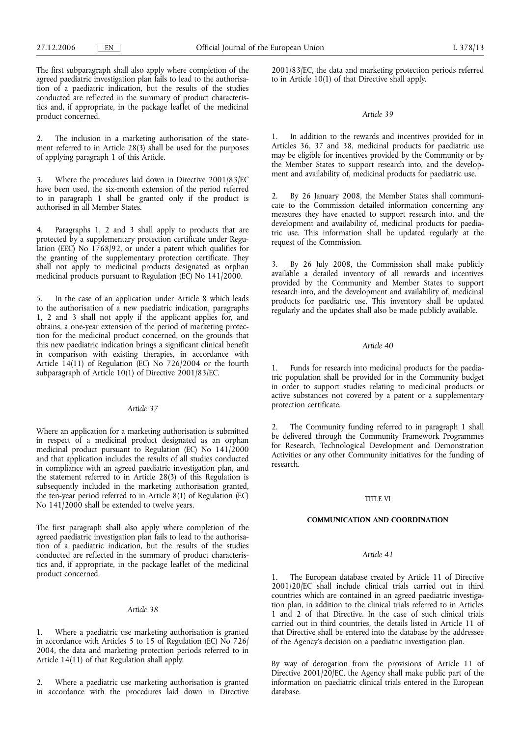The first subparagraph shall also apply where completion of the agreed paediatric investigation plan fails to lead to the authorisation of a paediatric indication, but the results of the studies conducted are reflected in the summary of product characteristics and, if appropriate, in the package leaflet of the medicinal product concerned.

2. The inclusion in a marketing authorisation of the statement referred to in Article 28(3) shall be used for the purposes of applying paragraph 1 of this Article.

3. Where the procedures laid down in Directive 2001/83/EC have been used, the six-month extension of the period referred to in paragraph 1 shall be granted only if the product is authorised in all Member States.

4. Paragraphs 1, 2 and 3 shall apply to products that are protected by a supplementary protection certificate under Regulation (EEC) No 1768/92, or under a patent which qualifies for the granting of the supplementary protection certificate. They shall not apply to medicinal products designated as orphan medicinal products pursuant to Regulation (EC) No 141/2000.

5. In the case of an application under Article 8 which leads to the authorisation of a new paediatric indication, paragraphs 1, 2 and 3 shall not apply if the applicant applies for, and obtains, a one-year extension of the period of marketing protection for the medicinal product concerned, on the grounds that this new paediatric indication brings a significant clinical benefit in comparison with existing therapies, in accordance with Article 14(11) of Regulation (EC) No 726/2004 or the fourth subparagraph of Article 10(1) of Directive 2001/83/EC.

*Article 37*

Where an application for a marketing authorisation is submitted in respect of a medicinal product designated as an orphan medicinal product pursuant to Regulation (EC) No 141/2000 and that application includes the results of all studies conducted in compliance with an agreed paediatric investigation plan, and the statement referred to in Article 28(3) of this Regulation is subsequently included in the marketing authorisation granted, the ten-year period referred to in Article 8(1) of Regulation (EC) No 141/2000 shall be extended to twelve years.

The first paragraph shall also apply where completion of the agreed paediatric investigation plan fails to lead to the authorisation of a paediatric indication, but the results of the studies conducted are reflected in the summary of product characteristics and, if appropriate, in the package leaflet of the medicinal product concerned.

*Article 38*

1. Where a paediatric use marketing authorisation is granted in accordance with Articles 5 to 15 of Regulation (EC) No 726/2004, the data and marketing protection periods referred to in Article 14(11) of that Regulation shall apply.

2. Where a paediatric use marketing authorisation is granted in accordance with the procedures laid down in Directive 2001/83/EC, the data and marketing protection periods referred to in Article 10(1) of that Directive shall apply.

*Article 39*

1. In addition to the rewards and incentives provided for in Articles 36, 37 and 38, medicinal products for paediatric use may be eligible for incentives provided by the Community or by the Member States to support research into, and the development and availability of, medicinal products for paediatric use.

2. By 26 January 2008, the Member States shall communicate to the Commission detailed information concerning any measures they have enacted to support research into, and the development and availability of, medicinal products for paediatric use. This information shall be updated regularly at the request of the Commission.

3. By 26 July 2008, the Commission shall make publicly available a detailed inventory of all rewards and incentives provided by the Community and Member States to support research into, and the development and availability of, medicinal products for paediatric use. This inventory shall be updated regularly and the updates shall also be made publicly available.

*Article 40*

1. Funds for research into medicinal products for the paediatric population shall be provided for in the Community budget in order to support studies relating to medicinal products or active substances not covered by a patent or a supplementary protection certificate.

2. The Community funding referred to in paragraph 1 shall be delivered through the Community Framework Programmes for Research, Technological Development and Demonstration Activities or any other Community initiatives for the funding of research.

TITLE VI

**COMMUNICATION AND COORDINATION**

*Article 41*

1. The European database created by Article 11 of Directive 2001/20/EC shall include clinical trials carried out in third countries which are contained in an agreed paediatric investigation plan, in addition to the clinical trials referred to in Articles 1 and 2 of that Directive. In the case of such clinical trials carried out in third countries, the details listed in Article 11 of that Directive shall be entered into the database by the addressee of the Agency's decision on a paediatric investigation plan.

By way of derogation from the provisions of Article 11 of Directive 2001/20/EC, the Agency shall make public part of the information on paediatric clinical trials entered in the European database.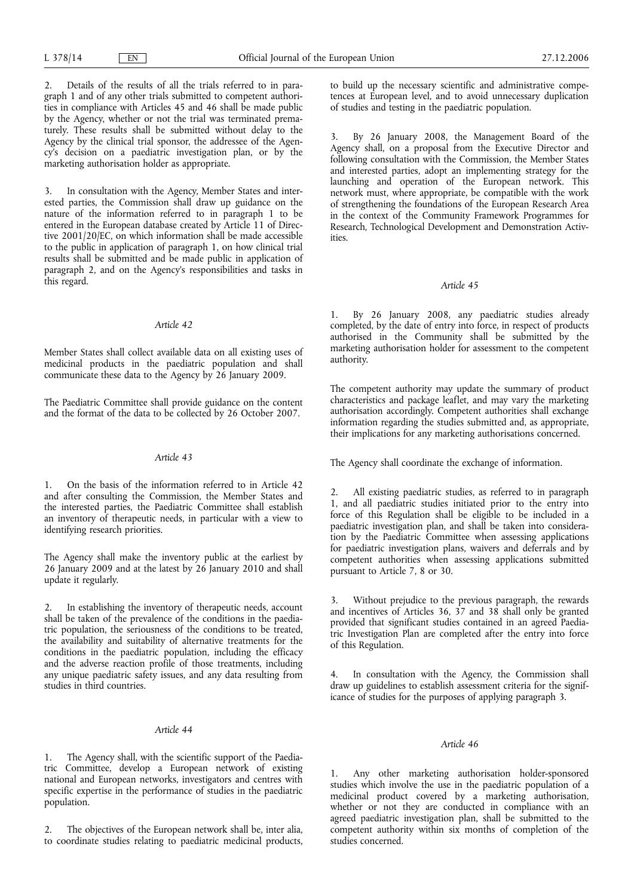2. Details of the results of all the trials referred to in paragraph 1 and of any other trials submitted to competent authorities in compliance with Articles 45 and 46 shall be made public by the Agency, whether or not the trial was terminated prematurely. These results shall be submitted without delay to the Agency by the clinical trial sponsor, the addressee of the Agency's decision on a paediatric investigation plan, or by the marketing authorisation holder as appropriate.

3. In consultation with the Agency, Member States and interested parties, the Commission shall draw up guidance on the nature of the information referred to in paragraph 1 to be entered in the European database created by Article 11 of Directive 2001/20/EC, on which information shall be made accessible to the public in application of paragraph 1, on how clinical trial results shall be submitted and be made public in application of paragraph 2, and on the Agency's responsibilities and tasks in this regard.

*Article 42*

Member States shall collect available data on all existing uses of medicinal products in the paediatric population and shall communicate these data to the Agency by 26 January 2009.

The Paediatric Committee shall provide guidance on the content and the format of the data to be collected by 26 October 2007.

*Article 43*

1. On the basis of the information referred to in Article 42 and after consulting the Commission, the Member States and the interested parties, the Paediatric Committee shall establish an inventory of therapeutic needs, in particular with a view to identifying research priorities.

The Agency shall make the inventory public at the earliest by 26 January 2009 and at the latest by 26 January 2010 and shall update it regularly.

2. In establishing the inventory of therapeutic needs, account shall be taken of the prevalence of the conditions in the paediatric population, the seriousness of the conditions to be treated, the availability and suitability of alternative treatments for the conditions in the paediatric population, including the efficacy and the adverse reaction profile of those treatments, including any unique paediatric safety issues, and any data resulting from studies in third countries.

*Article 44*

1. The Agency shall, with the scientific support of the Paediatric Committee, develop a European network of existing national and European networks, investigators and centres with specific expertise in the performance of studies in the paediatric population.

2. The objectives of the European network shall be, inter alia, to coordinate studies relating to paediatric medicinal products, to build up the necessary scientific and administrative competences at European level, and to avoid unnecessary duplication of studies and testing in the paediatric population.

3. By 26 January 2008, the Management Board of the Agency shall, on a proposal from the Executive Director and following consultation with the Commission, the Member States and interested parties, adopt an implementing strategy for the launching and operation of the European network. This network must, where appropriate, be compatible with the work of strengthening the foundations of the European Research Area in the context of the Community Framework Programmes for Research, Technological Development and Demonstration Activities.

*Article 45*

1. By 26 January 2008, any paediatric studies already completed, by the date of entry into force, in respect of products authorised in the Community shall be submitted by the marketing authorisation holder for assessment to the competent authority.

The competent authority may update the summary of product characteristics and package leaflet, and may vary the marketing authorisation accordingly. Competent authorities shall exchange information regarding the studies submitted and, as appropriate, their implications for any marketing authorisations concerned.

The Agency shall coordinate the exchange of information.

2. All existing paediatric studies, as referred to in paragraph 1, and all paediatric studies initiated prior to the entry into force of this Regulation shall be eligible to be included in a paediatric investigation plan, and shall be taken into consideration by the Paediatric Committee when assessing applications for paediatric investigation plans, waivers and deferrals and by competent authorities when assessing applications submitted pursuant to Article 7, 8 or 30.

3. Without prejudice to the previous paragraph, the rewards and incentives of Articles 36, 37 and 38 shall only be granted provided that significant studies contained in an agreed Paediatric Investigation Plan are completed after the entry into force of this Regulation.

4. In consultation with the Agency, the Commission shall draw up guidelines to establish assessment criteria for the significance of studies for the purposes of applying paragraph 3.

*Article 46*

1. Any other marketing authorisation holder-sponsored studies which involve the use in the paediatric population of a medicinal product covered by a marketing authorisation, whether or not they are conducted in compliance with an agreed paediatric investigation plan, shall be submitted to the competent authority within six months of completion of the studies concerned.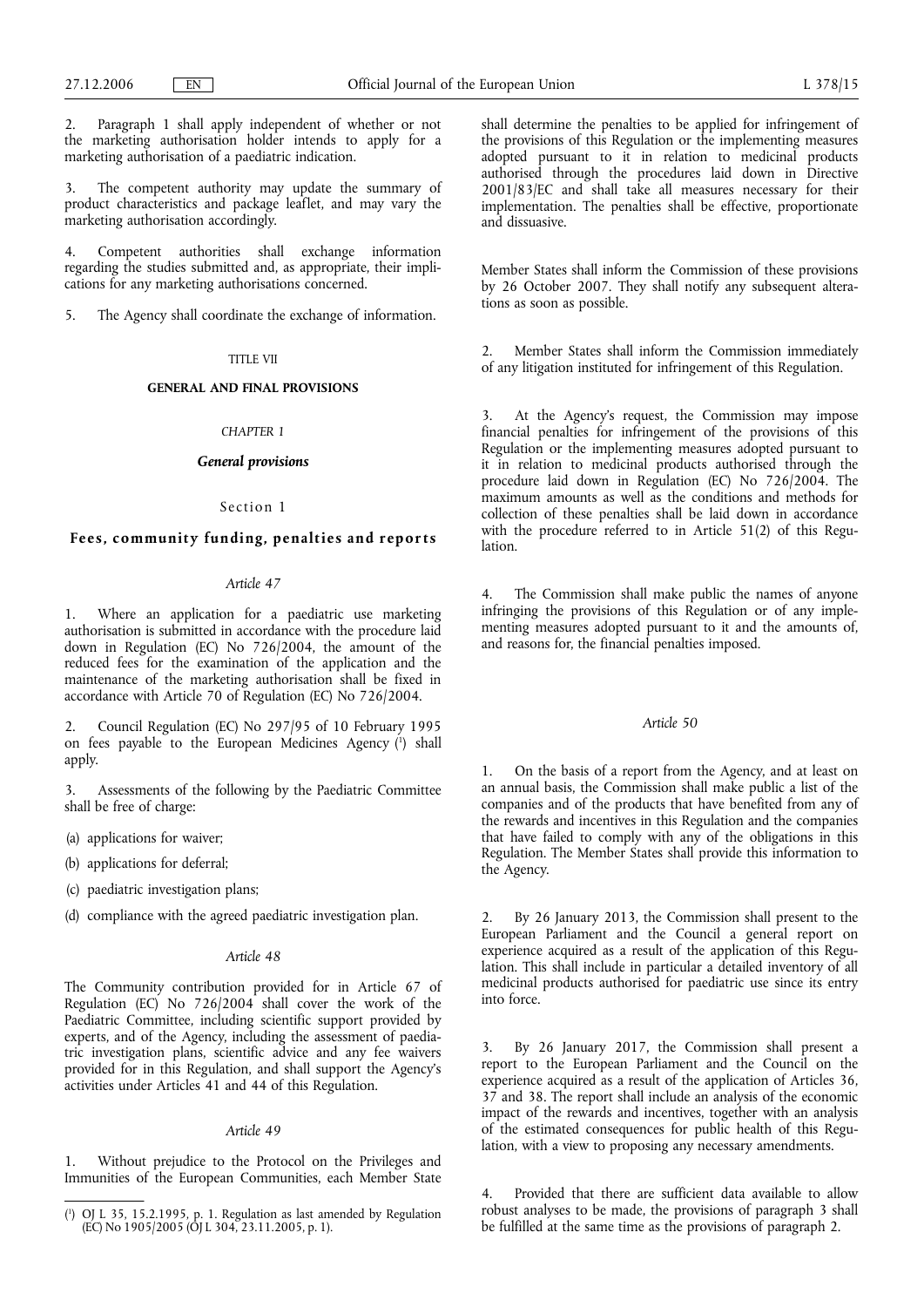2. Paragraph 1 shall apply independent of whether or not the marketing authorisation holder intends to apply for a marketing authorisation of a paediatric indication.

3. The competent authority may update the summary of product characteristics and package leaflet, and may vary the marketing authorisation accordingly.

4. Competent authorities shall exchange information regarding the studies submitted and, as appropriate, their implications for any marketing authorisations concerned.

5. The Agency shall coordinate the exchange of information.

## TITLE VII

## GENERAL AND FINAL PROVISIONS

### *CHAPTER 1*

### *General provisions*

#### Section 1

#### Fees, community funding, penalties and reports

*Article 47*

1. Where an application for a paediatric use marketing authorisation is submitted in accordance with the procedure laid down in Regulation (EC) No 726/2004, the amount of the reduced fees for the examination of the application and the maintenance of the marketing authorisation shall be fixed in accordance with Article 70 of Regulation (EC) No 726/2004.

2. Council Regulation (EC) No 297/95 of 10 February 1995 on fees payable to the European Medicines Agency [1] shall apply.

3. Assessments of the following by the Paediatric Committee shall be free of charge:

(a) applications for waiver;

(b) applications for deferral;

(c) paediatric investigation plans;

(d) compliance with the agreed paediatric investigation plan.

*Article 48*

The Community contribution provided for in Article 67 of Regulation (EC) No 726/2004 shall cover the work of the Paediatric Committee, including scientific support provided by experts, and of the Agency, including the assessment of paediatric investigation plans, scientific advice and any fee waivers provided for in this Regulation, and shall support the Agency's activities under Articles 41 and 44 of this Regulation.

*Article 49*

1. Without prejudice to the Protocol on the Privileges and Immunities of the European Communities, each Member State shall determine the penalties to be applied for infringement of the provisions of this Regulation or the implementing measures adopted pursuant to it in relation to medicinal products authorised through the procedures laid down in Directive 2001/83/EC and shall take all measures necessary for their implementation. The penalties shall be effective, proportionate and dissuasive.

Member States shall inform the Commission of these provisions by 26 October 2007. They shall notify any subsequent alterations as soon as possible.

2. Member States shall inform the Commission immediately of any litigation instituted for infringement of this Regulation.

3. At the Agency's request, the Commission may impose financial penalties for infringement of the provisions of this Regulation or the implementing measures adopted pursuant to it in relation to medicinal products authorised through the procedure laid down in Regulation (EC) No 726/2004. The maximum amounts as well as the conditions and methods for collection of these penalties shall be laid down in accordance with the procedure referred to in Article 51(2) of this Regulation.

4. The Commission shall make public the names of anyone infringing the provisions of this Regulation or of any implementing measures adopted pursuant to it and the amounts of, and reasons for, the financial penalties imposed.

*Article 50*

1. On the basis of a report from the Agency, and at least on an annual basis, the Commission shall make public a list of the companies and of the products that have benefited from any of the rewards and incentives in this Regulation and the companies that have failed to comply with any of the obligations in this Regulation. The Member States shall provide this information to the Agency.

2. By 26 January 2013, the Commission shall present to the European Parliament and the Council a general report on experience acquired as a result of the application of this Regulation. This shall include in particular a detailed inventory of all medicinal products authorised for paediatric use since its entry into force.

3. By 26 January 2017, the Commission shall present a report to the European Parliament and the Council on the experience acquired as a result of the application of Articles 36, 37 and 38. The report shall include an analysis of the economic impact of the rewards and incentives, together with an analysis of the estimated consequences for public health of this Regulation, with a view to proposing any necessary amendments.

4. Provided that there are sufficient data available to allow robust analyses to be made, the provisions of paragraph 3 shall be fulfilled at the same time as the provisions of paragraph 2.

---

[1] OJ L 35, 15.2.1995, p. 1. Regulation as last amended by Regulation (EC) No 1905/2005 (OJ L 304, 23.11.2005, p. 1).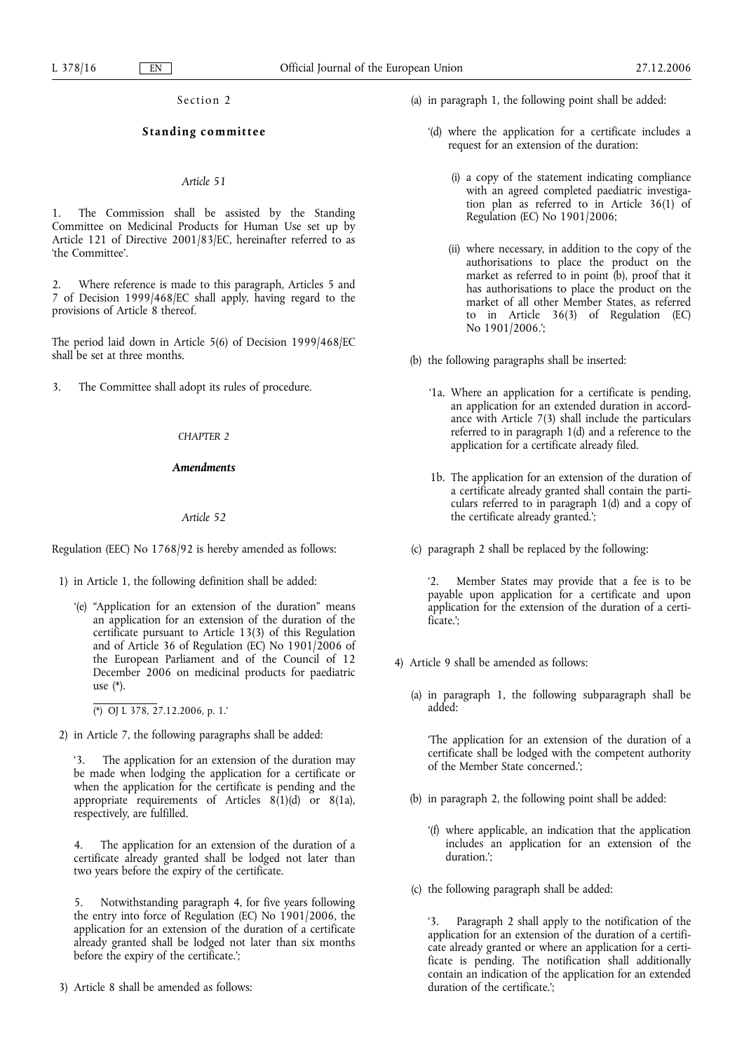Section 2

**Standing committee**

*Article 51*

1. The Commission shall be assisted by the Standing Committee on Medicinal Products for Human Use set up by Article 121 of Directive 2001/83/EC, hereinafter referred to as 'the Committee'.

2. Where reference is made to this paragraph, Articles 5 and 7 of Decision 1999/468/EC shall apply, having regard to the provisions of Article 8 thereof.

The period laid down in Article 5(6) of Decision 1999/468/EC shall be set at three months.

3. The Committee shall adopt its rules of procedure.

*CHAPTER 2*

***Amendments***

*Article 52*

Regulation (EEC) No 1768/92 is hereby amended as follows:

1) in Article 1, the following definition shall be added:

'(e) "Application for an extension of the duration" means an application for an extension of the duration of the certificate pursuant to Article 13(3) of this Regulation and of Article 36 of Regulation (EC) No 1901/2006 of the European Parliament and of the Council of 12 December 2006 on medicinal products for paediatric use (*).

(*) OJ L 378, 27.12.2006, p. 1.'

2) in Article 7, the following paragraphs shall be added:

'3. The application for an extension of the duration may be made when lodging the application for a certificate or when the application for the certificate is pending and the appropriate requirements of Articles 8(1)(d) or 8(1a), respectively, are fulfilled.

4. The application for an extension of the duration of a certificate already granted shall be lodged not later than two years before the expiry of the certificate.

5. Notwithstanding paragraph 4, for five years following the entry into force of Regulation (EC) No 1901/2006, the application for an extension of the duration of a certificate already granted shall be lodged not later than six months before the expiry of the certificate.';

3) Article 8 shall be amended as follows:

(a) in paragraph 1, the following point shall be added:

'(d) where the application for a certificate includes a request for an extension of the duration:

(i) a copy of the statement indicating compliance with an agreed completed paediatric investigation plan as referred to in Article 36(1) of Regulation (EC) No 1901/2006;

(ii) where necessary, in addition to the copy of the authorisations to place the product on the market as referred to in point (b), proof that it has authorisations to place the product on the market of all other Member States, as referred to in Article 36(3) of Regulation (EC) No 1901/2006.';

(b) the following paragraphs shall be inserted:

'1a. Where an application for a certificate is pending, an application for an extended duration in accordance with Article 7(3) shall include the particulars referred to in paragraph 1(d) and a reference to the application for a certificate already filed.

1b. The application for an extension of the duration of a certificate already granted shall contain the particulars referred to in paragraph 1(d) and a copy of the certificate already granted.';

(c) paragraph 2 shall be replaced by the following:

'2. Member States may provide that a fee is to be payable upon application for a certificate and upon application for the extension of the duration of a certificate.';

4) Article 9 shall be amended as follows:

(a) in paragraph 1, the following subparagraph shall be added:

'The application for an extension of the duration of a certificate shall be lodged with the competent authority of the Member State concerned.';

(b) in paragraph 2, the following point shall be added:

'(f) where applicable, an indication that the application includes an application for an extension of the duration.';

(c) the following paragraph shall be added:

'3. Paragraph 2 shall apply to the notification of the application for an extension of the duration of a certificate already granted or where an application for a certificate is pending. The notification shall additionally contain an indication of the application for an extended duration of the certificate.';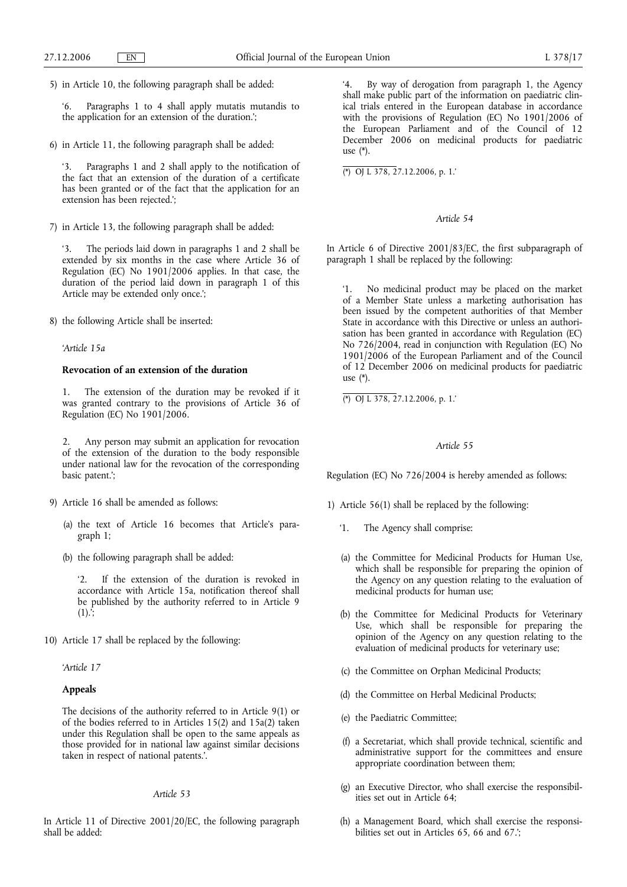5) in Article 10, the following paragraph shall be added:

'6. Paragraphs 1 to 4 shall apply mutatis mutandis to the application for an extension of the duration.';

6) in Article 11, the following paragraph shall be added:

'3. Paragraphs 1 and 2 shall apply to the notification of the fact that an extension of the duration of a certificate has been granted or of the fact that the application for an extension has been rejected.';

7) in Article 13, the following paragraph shall be added:

'3. The periods laid down in paragraphs 1 and 2 shall be extended by six months in the case where Article 36 of Regulation (EC) No 1901/2006 applies. In that case, the duration of the period laid down in paragraph 1 of this Article may be extended only once.';

8) the following Article shall be inserted:

'*Article 15a*

**Revocation of an extension of the duration**

1. The extension of the duration may be revoked if it was granted contrary to the provisions of Article 36 of Regulation (EC) No 1901/2006.

2. Any person may submit an application for revocation of the extension of the duration to the body responsible under national law for the revocation of the corresponding basic patent.';

9) Article 16 shall be amended as follows:

(a) the text of Article 16 becomes that Article's paragraph 1;

(b) the following paragraph shall be added:

'2. If the extension of the duration is revoked in accordance with Article 15a, notification thereof shall be published by the authority referred to in Article 9 (1).';

10) Article 17 shall be replaced by the following:

'*Article 17*

**Appeals**

The decisions of the authority referred to in Article 9(1) or of the bodies referred to in Articles 15(2) and 15a(2) taken under this Regulation shall be open to the same appeals as those provided for in national law against similar decisions taken in respect of national patents.'.

*Article 53*

In Article 11 of Directive 2001/20/EC, the following paragraph shall be added:

'4. By way of derogation from paragraph 1, the Agency shall make public part of the information on paediatric clinical trials entered in the European database in accordance with the provisions of Regulation (EC) No 1901/2006 of the European Parliament and of the Council of 12 December 2006 on medicinal products for paediatric use (*).

(*) OJ L 378, 27.12.2006, p. 1.'

*Article 54*

In Article 6 of Directive 2001/83/EC, the first subparagraph of paragraph 1 shall be replaced by the following:

'1. No medicinal product may be placed on the market of a Member State unless a marketing authorisation has been issued by the competent authorities of that Member State in accordance with this Directive or unless an authorisation has been granted in accordance with Regulation (EC) No 726/2004, read in conjunction with Regulation (EC) No 1901/2006 of the European Parliament and of the Council of 12 December 2006 on medicinal products for paediatric use (*).

(*) OJ L 378, 27.12.2006, p. 1.'

*Article 55*

Regulation (EC) No 726/2004 is hereby amended as follows:

1) Article 56(1) shall be replaced by the following:

'1. The Agency shall comprise:

(a) the Committee for Medicinal Products for Human Use, which shall be responsible for preparing the opinion of the Agency on any question relating to the evaluation of medicinal products for human use;

(b) the Committee for Medicinal Products for Veterinary Use, which shall be responsible for preparing the opinion of the Agency on any question relating to the evaluation of medicinal products for veterinary use;

(c) the Committee on Orphan Medicinal Products;

(d) the Committee on Herbal Medicinal Products;

(e) the Paediatric Committee;

(f) a Secretariat, which shall provide technical, scientific and administrative support for the committees and ensure appropriate coordination between them;

(g) an Executive Director, who shall exercise the responsibilities set out in Article 64;

(h) a Management Board, which shall exercise the responsibilities set out in Articles 65, 66 and 67.';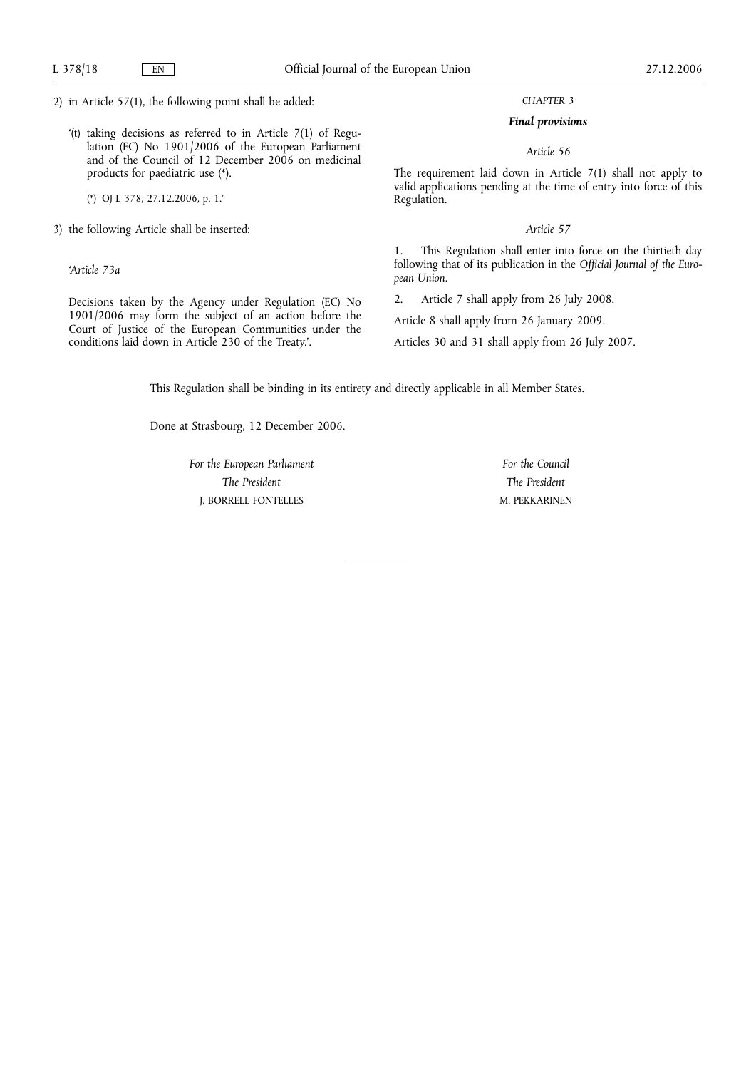2) in Article 57(1), the following point shall be added:

'(t) taking decisions as referred to in Article 7(1) of Regulation (EC) No 1901/2006 of the European Parliament and of the Council of 12 December 2006 on medicinal products for paediatric use (*).

(*) OJ L 378, 27.12.2006, p. 1.'

3) the following Article shall be inserted:

*'Article 73a*

Decisions taken by the Agency under Regulation (EC) No 1901/2006 may form the subject of an action before the Court of Justice of the European Communities under the conditions laid down in Article 230 of the Treaty.'.

## CHAPTER 3

## *Final provisions*

### *Article 56*

The requirement laid down in Article 7(1) shall not apply to valid applications pending at the time of entry into force of this Regulation.

### *Article 57*

1. This Regulation shall enter into force on the thirtieth day following that of its publication in the *Official Journal of the European Union*.

2. Article 7 shall apply from 26 July 2008.

Article 8 shall apply from 26 January 2009.

Articles 30 and 31 shall apply from 26 July 2007.

This Regulation shall be binding in its entirety and directly applicable in all Member States.

Done at Strasbourg, 12 December 2006.

*For the European Parliament*
*The President*
J. BORRELL FONTELLES

*For the Council*
*The President*
M. PEKKARINEN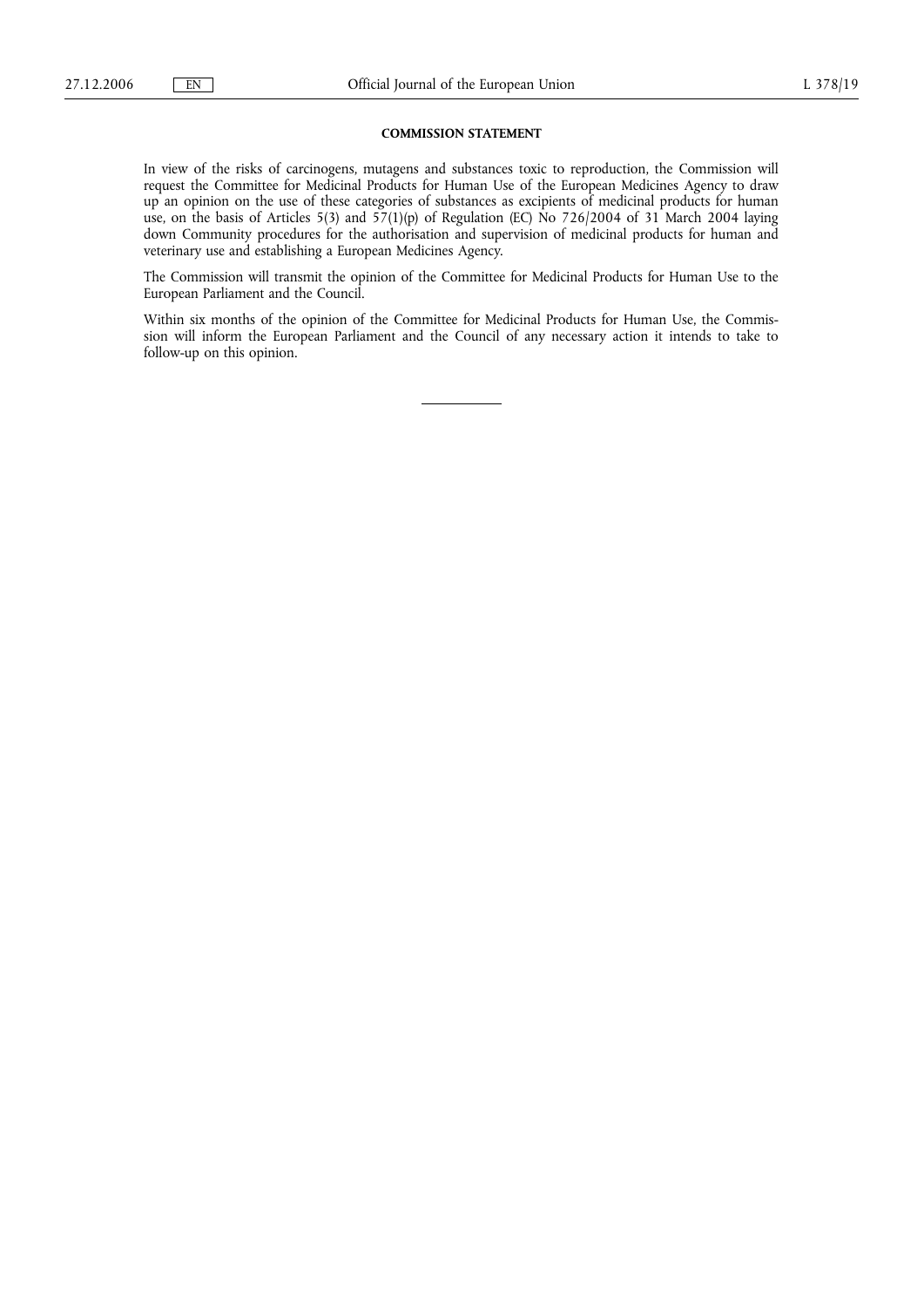**COMMISSION STATEMENT**

In view of the risks of carcinogens, mutagens and substances toxic to reproduction, the Commission will request the Committee for Medicinal Products for Human Use of the European Medicines Agency to draw up an opinion on the use of these categories of substances as excipients of medicinal products for human use, on the basis of Articles 5(3) and 57(1)(p) of Regulation (EC) No 726/2004 of 31 March 2004 laying down Community procedures for the authorisation and supervision of medicinal products for human and veterinary use and establishing a European Medicines Agency.

The Commission will transmit the opinion of the Committee for Medicinal Products for Human Use to the European Parliament and the Council.

Within six months of the opinion of the Committee for Medicinal Products for Human Use, the Commission will inform the European Parliament and the Council of any necessary action it intends to take to follow-up on this opinion.